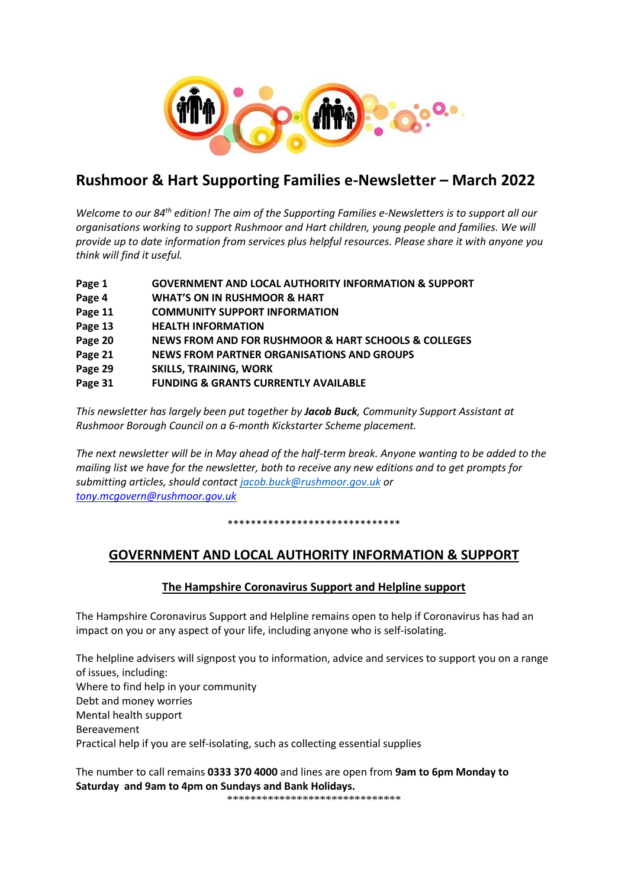# Rushmoor & Hart Supporting Families e-Newsletter – March 2022

*Welcome to our 84th edition! The aim of the Supporting Families e-Newsletters is to support all our organisations working to support Rushmoor and Hart children, young people and families. We will provide up to date information from services plus helpful resources. Please share it with anyone you think will find it useful.*

| | |
|---|---|
| **Page 1** | **GOVERNMENT AND LOCAL AUTHORITY INFORMATION & SUPPORT** |
| **Page 4** | **WHAT'S ON IN RUSHMOOR & HART** |
| **Page 11** | **COMMUNITY SUPPORT INFORMATION** |
| **Page 13** | **HEALTH INFORMATION** |
| **Page 20** | **NEWS FROM AND FOR RUSHMOOR & HART SCHOOLS & COLLEGES** |
| **Page 21** | **NEWS FROM PARTNER ORGANISATIONS AND GROUPS** |
| **Page 29** | **SKILLS, TRAINING, WORK** |
| **Page 31** | **FUNDING & GRANTS CURRENTLY AVAILABLE** |

*This newsletter has largely been put together by **Jacob Buck**, Community Support Assistant at Rushmoor Borough Council on a 6-month Kickstarter Scheme placement.*

*The next newsletter will be in May ahead of the half-term break. Anyone wanting to be added to the mailing list we have for the newsletter, both to receive any new editions and to get prompts for submitting articles, should contact jacob.buck@rushmoor.gov.uk or tony.mcgovern@rushmoor.gov.uk*

******************************

## GOVERNMENT AND LOCAL AUTHORITY INFORMATION & SUPPORT

### The Hampshire Coronavirus Support and Helpline support

The Hampshire Coronavirus Support and Helpline remains open to help if Coronavirus has had an impact on you or any aspect of your life, including anyone who is self-isolating.

The helpline advisers will signpost you to information, advice and services to support you on a range of issues, including:

Where to find help in your community
Debt and money worries
Mental health support
Bereavement
Practical help if you are self-isolating, such as collecting essential supplies

The number to call remains **0333 370 4000** and lines are open from **9am to 6pm Monday to Saturday and 9am to 4pm on Sundays and Bank Holidays.**

******************************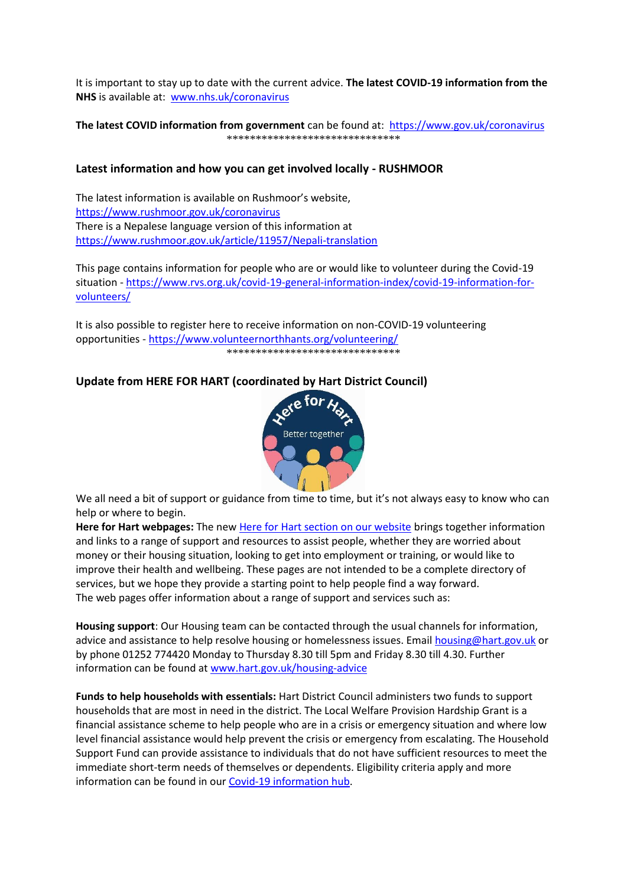It is important to stay up to date with the current advice. **The latest COVID-19 information from the NHS** is available at: [www.nhs.uk/coronavirus](www.nhs.uk/coronavirus)

**The latest COVID information from government** can be found at: [https://www.gov.uk/coronavirus](https://www.gov.uk/coronavirus)

******************************

### Latest information and how you can get involved locally - RUSHMOOR

The latest information is available on Rushmoor's website, [https://www.rushmoor.gov.uk/coronavirus](https://www.rushmoor.gov.uk/coronavirus)
There is a Nepalese language version of this information at [https://www.rushmoor.gov.uk/article/11957/Nepali-translation](https://www.rushmoor.gov.uk/article/11957/Nepali-translation)

This page contains information for people who are or would like to volunteer during the Covid-19 situation - [https://www.rvs.org.uk/covid-19-general-information-index/covid-19-information-for-volunteers/](https://www.rvs.org.uk/covid-19-general-information-index/covid-19-information-for-volunteers/)

It is also possible to register here to receive information on non-COVID-19 volunteering opportunities - [https://www.volunteernorthhants.org/volunteering/](https://www.volunteernorthhants.org/volunteering/)

******************************

### Update from HERE FOR HART (coordinated by Hart District Council)

We all need a bit of support or guidance from time to time, but it's not always easy to know who can help or where to begin.

**Here for Hart webpages:** The new Here for Hart section on our website brings together information and links to a range of support and resources to assist people, whether they are worried about money or their housing situation, looking to get into employment or training, or would like to improve their health and wellbeing. These pages are not intended to be a complete directory of services, but we hope they provide a starting point to help people find a way forward.
The web pages offer information about a range of support and services such as:

**Housing support**: Our Housing team can be contacted through the usual channels for information, advice and assistance to help resolve housing or homelessness issues. Email [housing@hart.gov.uk](mailto:housing@hart.gov.uk) or by phone 01252 774420 Monday to Thursday 8.30 till 5pm and Friday 8.30 till 4.30. Further information can be found at [www.hart.gov.uk/housing-advice](www.hart.gov.uk/housing-advice)

**Funds to help households with essentials:** Hart District Council administers two funds to support households that are most in need in the district. The Local Welfare Provision Hardship Grant is a financial assistance scheme to help people who are in a crisis or emergency situation and where low level financial assistance would help prevent the crisis or emergency from escalating. The Household Support Fund can provide assistance to individuals that do not have sufficient resources to meet the immediate short-term needs of themselves or dependents. Eligibility criteria apply and more information can be found in our Covid-19 information hub.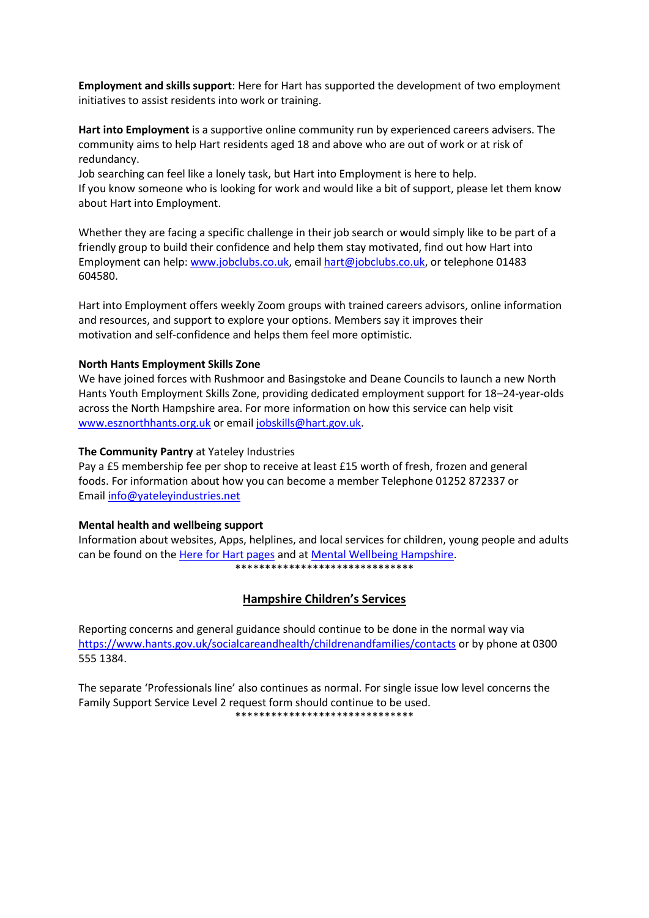**Employment and skills support**: Here for Hart has supported the development of two employment initiatives to assist residents into work or training.

**Hart into Employment** is a supportive online community run by experienced careers advisers. The community aims to help Hart residents aged 18 and above who are out of work or at risk of redundancy.
Job searching can feel like a lonely task, but Hart into Employment is here to help.
If you know someone who is looking for work and would like a bit of support, please let them know about Hart into Employment.

Whether they are facing a specific challenge in their job search or would simply like to be part of a friendly group to build their confidence and help them stay motivated, find out how Hart into Employment can help: [www.jobclubs.co.uk](www.jobclubs.co.uk), email [hart@jobclubs.co.uk](mailto:hart@jobclubs.co.uk), or telephone 01483 604580.

Hart into Employment offers weekly Zoom groups with trained careers advisors, online information and resources, and support to explore your options. Members say it improves their motivation and self-confidence and helps them feel more optimistic.

**North Hants Employment Skills Zone**
We have joined forces with Rushmoor and Basingstoke and Deane Councils to launch a new North Hants Youth Employment Skills Zone, providing dedicated employment support for 18–24-year-olds across the North Hampshire area. For more information on how this service can help visit [www.esznorthhants.org.uk](www.esznorthhants.org.uk) or email [jobskills@hart.gov.uk](mailto:jobskills@hart.gov.uk).

**The Community Pantry** at Yateley Industries
Pay a £5 membership fee per shop to receive at least £15 worth of fresh, frozen and general foods. For information about how you can become a member Telephone 01252 872337 or Email [info@yateleyindustries.net](mailto:info@yateleyindustries.net)

**Mental health and wellbeing support**
Information about websites, Apps, helplines, and local services for children, young people and adults can be found on the Here for Hart pages and at Mental Wellbeing Hampshire.

******************************

## Hampshire Children's Services

Reporting concerns and general guidance should continue to be done in the normal way via [https://www.hants.gov.uk/socialcareandhealth/childrenandfamilies/contacts](https://www.hants.gov.uk/socialcareandhealth/childrenandfamilies/contacts) or by phone at 0300 555 1384.

The separate 'Professionals line' also continues as normal. For single issue low level concerns the Family Support Service Level 2 request form should continue to be used.

******************************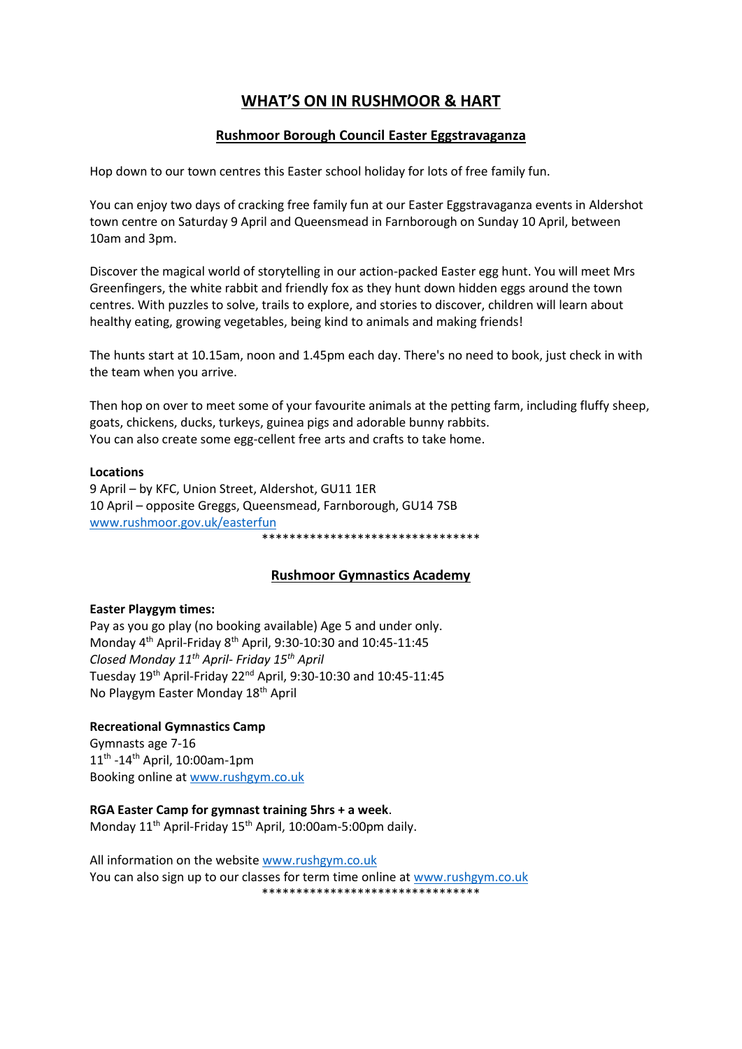# WHAT'S ON IN RUSHMOOR & HART

## Rushmoor Borough Council Easter Eggstravaganza

Hop down to our town centres this Easter school holiday for lots of free family fun.

You can enjoy two days of cracking free family fun at our Easter Eggstravaganza events in Aldershot town centre on Saturday 9 April and Queensmead in Farnborough on Sunday 10 April, between 10am and 3pm.

Discover the magical world of storytelling in our action-packed Easter egg hunt. You will meet Mrs Greenfingers, the white rabbit and friendly fox as they hunt down hidden eggs around the town centres. With puzzles to solve, trails to explore, and stories to discover, children will learn about healthy eating, growing vegetables, being kind to animals and making friends!

The hunts start at 10.15am, noon and 1.45pm each day. There's no need to book, just check in with the team when you arrive.

Then hop on over to meet some of your favourite animals at the petting farm, including fluffy sheep, goats, chickens, ducks, turkeys, guinea pigs and adorable bunny rabbits.
You can also create some egg-cellent free arts and crafts to take home.

**Locations**
9 April – by KFC, Union Street, Aldershot, GU11 1ER
10 April – opposite Greggs, Queensmead, Farnborough, GU14 7SB
www.rushmoor.gov.uk/easterfun

********************************

## Rushmoor Gymnastics Academy

**Easter Playgym times:**
Pay as you go play (no booking available) Age 5 and under only.
Monday 4th April-Friday 8th April, 9:30-10:30 and 10:45-11:45
*Closed Monday 11th April- Friday 15th April*
Tuesday 19th April-Friday 22nd April, 9:30-10:30 and 10:45-11:45
No Playgym Easter Monday 18th April

**Recreational Gymnastics Camp**
Gymnasts age 7-16
11th -14th April, 10:00am-1pm
Booking online at www.rushgym.co.uk

**RGA Easter Camp for gymnast training 5hrs + a week**.
Monday 11th April-Friday 15th April, 10:00am-5:00pm daily.

All information on the website www.rushgym.co.uk
You can also sign up to our classes for term time online at www.rushgym.co.uk

********************************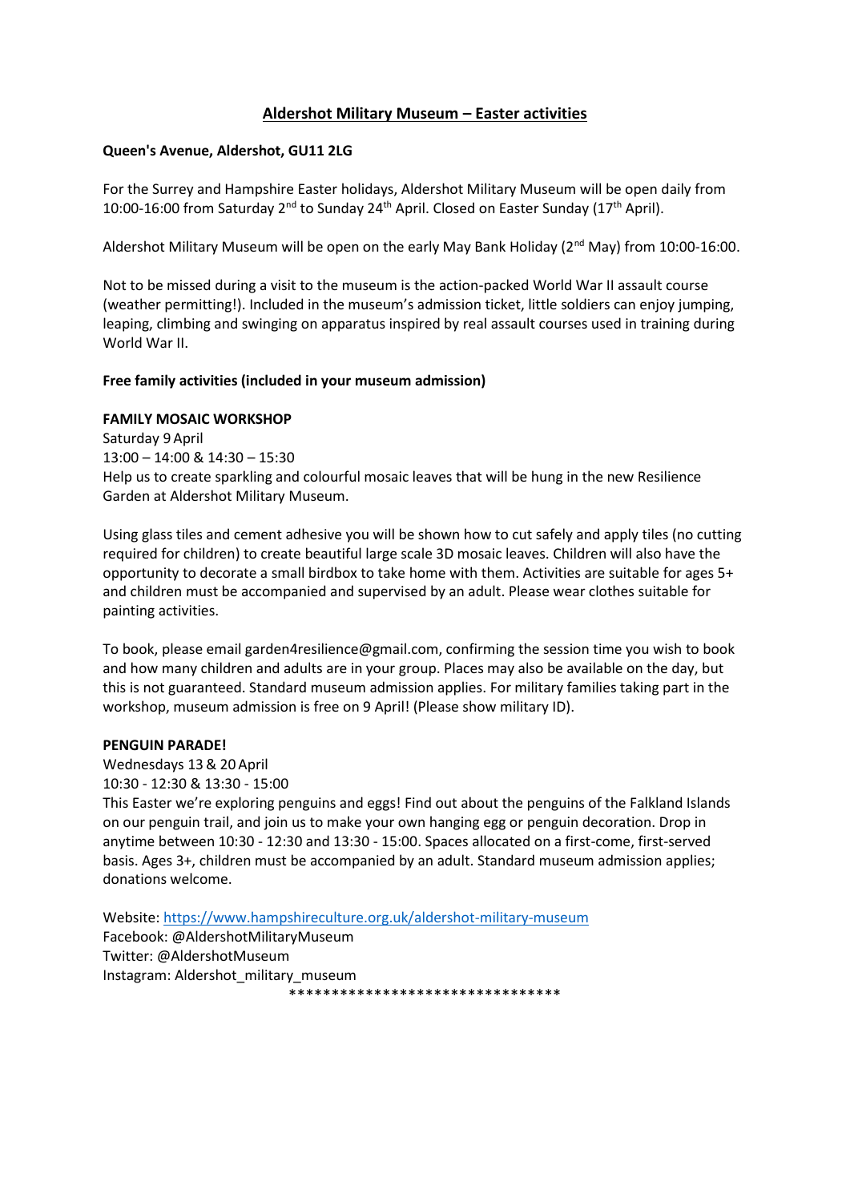# Aldershot Military Museum – Easter activities

**Queen's Avenue, Aldershot, GU11 2LG**

For the Surrey and Hampshire Easter holidays, Aldershot Military Museum will be open daily from 10:00-16:00 from Saturday 2nd to Sunday 24th April. Closed on Easter Sunday (17th April).

Aldershot Military Museum will be open on the early May Bank Holiday (2nd May) from 10:00-16:00.

Not to be missed during a visit to the museum is the action-packed World War II assault course (weather permitting!). Included in the museum's admission ticket, little soldiers can enjoy jumping, leaping, climbing and swinging on apparatus inspired by real assault courses used in training during World War II.

**Free family activities (included in your museum admission)**

**FAMILY MOSAIC WORKSHOP**
Saturday 9 April
13:00 – 14:00 & 14:30 – 15:30
Help us to create sparkling and colourful mosaic leaves that will be hung in the new Resilience Garden at Aldershot Military Museum.

Using glass tiles and cement adhesive you will be shown how to cut safely and apply tiles (no cutting required for children) to create beautiful large scale 3D mosaic leaves. Children will also have the opportunity to decorate a small birdbox to take home with them. Activities are suitable for ages 5+ and children must be accompanied and supervised by an adult. Please wear clothes suitable for painting activities.

To book, please email garden4resilience@gmail.com, confirming the session time you wish to book and how many children and adults are in your group. Places may also be available on the day, but this is not guaranteed. Standard museum admission applies. For military families taking part in the workshop, museum admission is free on 9 April! (Please show military ID).

**PENGUIN PARADE!**
Wednesdays 13 & 20 April
10:30 - 12:30 & 13:30 - 15:00
This Easter we're exploring penguins and eggs! Find out about the penguins of the Falkland Islands on our penguin trail, and join us to make your own hanging egg or penguin decoration. Drop in anytime between 10:30 - 12:30 and 13:30 - 15:00. Spaces allocated on a first-come, first-served basis. Ages 3+, children must be accompanied by an adult. Standard museum admission applies; donations welcome.

Website: [https://www.hampshireculture.org.uk/aldershot-military-museum](https://www.hampshireculture.org.uk/aldershot-military-museum)
Facebook: @AldershotMilitaryMuseum
Twitter: @AldershotMuseum
Instagram: Aldershot_military_museum

********************************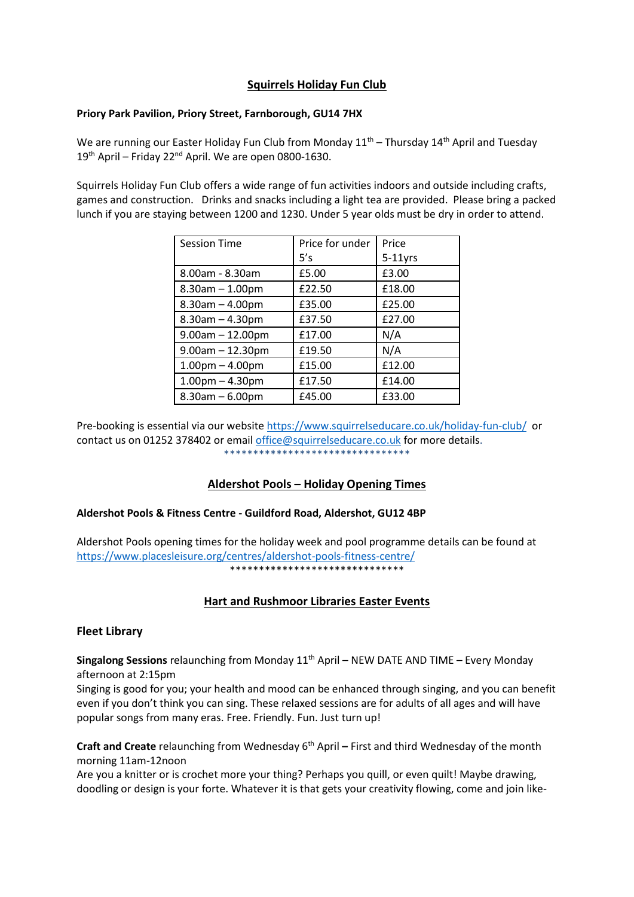## Squirrels Holiday Fun Club

**Priory Park Pavilion, Priory Street, Farnborough, GU14 7HX**

We are running our Easter Holiday Fun Club from Monday 11th – Thursday 14th April and Tuesday 19th April – Friday 22nd April. We are open 0800-1630.

Squirrels Holiday Fun Club offers a wide range of fun activities indoors and outside including crafts, games and construction. Drinks and snacks including a light tea are provided. Please bring a packed lunch if you are staying between 1200 and 1230. Under 5 year olds must be dry in order to attend.

| Session Time | Price for under 5's | Price 5-11yrs |
|---|---|---|
| 8.00am - 8.30am | £5.00 | £3.00 |
| 8.30am – 1.00pm | £22.50 | £18.00 |
| 8.30am – 4.00pm | £35.00 | £25.00 |
| 8.30am – 4.30pm | £37.50 | £27.00 |
| 9.00am – 12.00pm | £17.00 | N/A |
| 9.00am – 12.30pm | £19.50 | N/A |
| 1.00pm – 4.00pm | £15.00 | £12.00 |
| 1.00pm – 4.30pm | £17.50 | £14.00 |
| 8.30am – 6.00pm | £45.00 | £33.00 |

Pre-booking is essential via our website https://www.squirrelseducare.co.uk/holiday-fun-club/ or contact us on 01252 378402 or email office@squirrelseducare.co.uk for more details.

*********************************

## Aldershot Pools – Holiday Opening Times

**Aldershot Pools & Fitness Centre - Guildford Road, Aldershot, GU12 4BP**

Aldershot Pools opening times for the holiday week and pool programme details can be found at https://www.placesleisure.org/centres/aldershot-pools-fitness-centre/

******************************

## Hart and Rushmoor Libraries Easter Events

### Fleet Library

**Singalong Sessions** relaunching from Monday 11th April – NEW DATE AND TIME – Every Monday afternoon at 2:15pm

Singing is good for you; your health and mood can be enhanced through singing, and you can benefit even if you don't think you can sing. These relaxed sessions are for adults of all ages and will have popular songs from many eras. Free. Friendly. Fun. Just turn up!

**Craft and Create** relaunching from Wednesday 6th April **–** First and third Wednesday of the month morning 11am-12noon

Are you a knitter or is crochet more your thing? Perhaps you quill, or even quilt! Maybe drawing, doodling or design is your forte. Whatever it is that gets your creativity flowing, come and join like-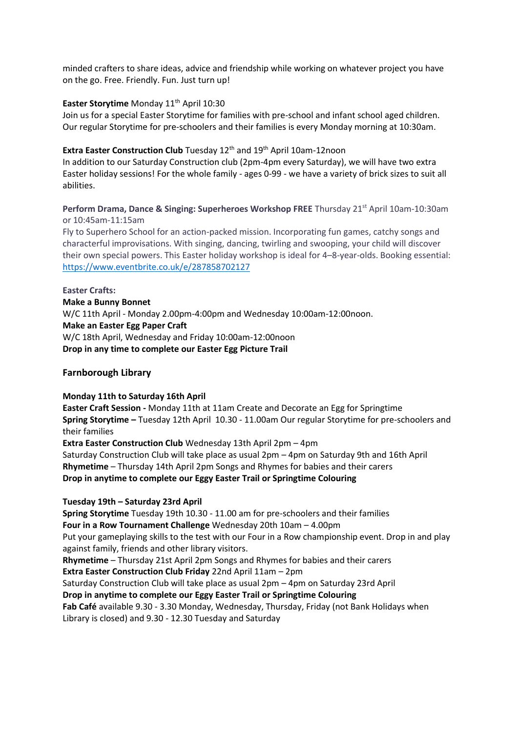minded crafters to share ideas, advice and friendship while working on whatever project you have on the go. Free. Friendly. Fun. Just turn up!

**Easter Storytime** Monday 11th April 10:30
Join us for a special Easter Storytime for families with pre-school and infant school aged children. Our regular Storytime for pre-schoolers and their families is every Monday morning at 10:30am.

**Extra Easter Construction Club** Tuesday 12th and 19th April 10am-12noon
In addition to our Saturday Construction club (2pm-4pm every Saturday), we will have two extra Easter holiday sessions! For the whole family - ages 0-99 - we have a variety of brick sizes to suit all abilities.

**Perform Drama, Dance & Singing: Superheroes Workshop FREE** Thursday 21st April 10am-10:30am or 10:45am-11:15am
Fly to Superhero School for an action-packed mission. Incorporating fun games, catchy songs and characterful improvisations. With singing, dancing, twirling and swooping, your child will discover their own special powers. This Easter holiday workshop is ideal for 4–8-year-olds. Booking essential: https://www.eventbrite.co.uk/e/287858702127

**Easter Crafts:**
**Make a Bunny Bonnet**
W/C 11th April - Monday 2.00pm-4:00pm and Wednesday 10:00am-12:00noon.
**Make an Easter Egg Paper Craft**
W/C 18th April, Wednesday and Friday 10:00am-12:00noon
**Drop in any time to complete our Easter Egg Picture Trail**

### Farnborough Library

**Monday 11th to Saturday 16th April**
**Easter Craft Session -** Monday 11th at 11am Create and Decorate an Egg for Springtime
**Spring Storytime –** Tuesday 12th April 10.30 - 11.00am Our regular Storytime for pre-schoolers and their families
**Extra Easter Construction Club** Wednesday 13th April 2pm – 4pm
Saturday Construction Club will take place as usual 2pm – 4pm on Saturday 9th and 16th April
**Rhymetime** – Thursday 14th April 2pm Songs and Rhymes for babies and their carers
**Drop in anytime to complete our Eggy Easter Trail or Springtime Colouring**

**Tuesday 19th – Saturday 23rd April**
**Spring Storytime** Tuesday 19th 10.30 - 11.00 am for pre-schoolers and their families
**Four in a Row Tournament Challenge** Wednesday 20th 10am – 4.00pm
Put your gameplaying skills to the test with our Four in a Row championship event. Drop in and play against family, friends and other library visitors.
**Rhymetime** – Thursday 21st April 2pm Songs and Rhymes for babies and their carers
**Extra Easter Construction Club Friday** 22nd April 11am – 2pm
Saturday Construction Club will take place as usual 2pm – 4pm on Saturday 23rd April
**Drop in anytime to complete our Eggy Easter Trail or Springtime Colouring**
**Fab Café** available 9.30 - 3.30 Monday, Wednesday, Thursday, Friday (not Bank Holidays when Library is closed) and 9.30 - 12.30 Tuesday and Saturday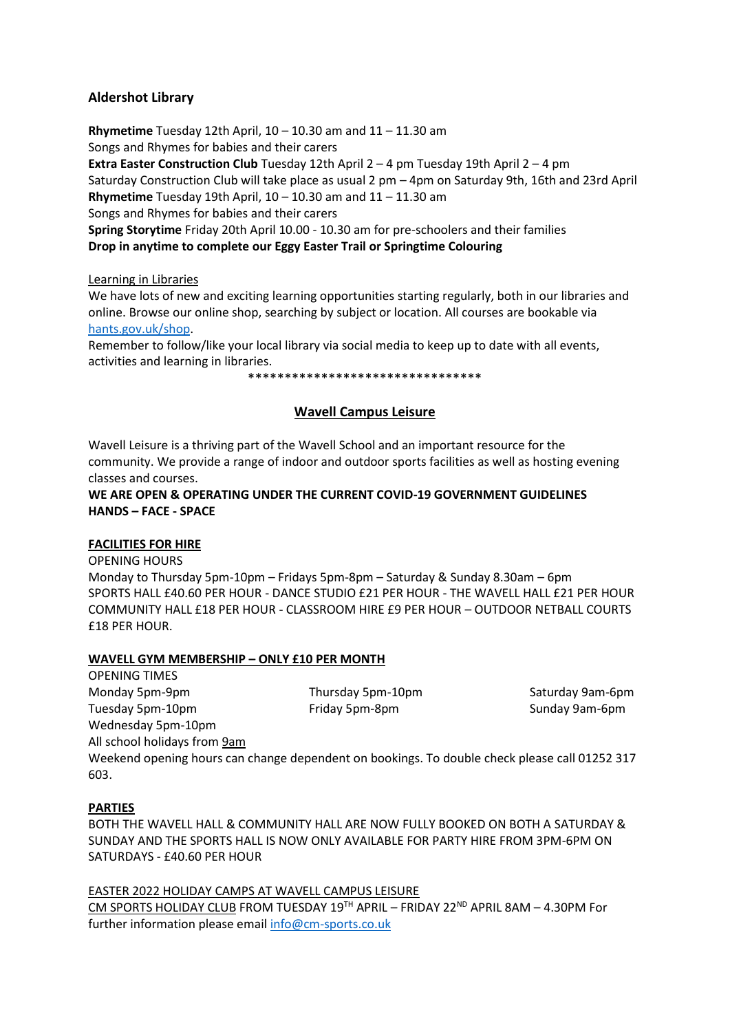### Aldershot Library

**Rhymetime** Tuesday 12th April, 10 – 10.30 am and 11 – 11.30 am
Songs and Rhymes for babies and their carers
**Extra Easter Construction Club** Tuesday 12th April 2 – 4 pm Tuesday 19th April 2 – 4 pm
Saturday Construction Club will take place as usual 2 pm – 4pm on Saturday 9th, 16th and 23rd April
**Rhymetime** Tuesday 19th April, 10 – 10.30 am and 11 – 11.30 am
Songs and Rhymes for babies and their carers
**Spring Storytime** Friday 20th April 10.00 - 10.30 am for pre-schoolers and their families
**Drop in anytime to complete our Eggy Easter Trail or Springtime Colouring**

Learning in Libraries

We have lots of new and exciting learning opportunities starting regularly, both in our libraries and online. Browse our online shop, searching by subject or location. All courses are bookable via hants.gov.uk/shop.

Remember to follow/like your local library via social media to keep up to date with all events, activities and learning in libraries.

********************************

## Wavell Campus Leisure

Wavell Leisure is a thriving part of the Wavell School and an important resource for the community. We provide a range of indoor and outdoor sports facilities as well as hosting evening classes and courses.

**WE ARE OPEN & OPERATING UNDER THE CURRENT COVID-19 GOVERNMENT GUIDELINES**
**HANDS – FACE - SPACE**

**FACILITIES FOR HIRE**

OPENING HOURS
Monday to Thursday 5pm-10pm – Fridays 5pm-8pm – Saturday & Sunday 8.30am – 6pm
SPORTS HALL £40.60 PER HOUR - DANCE STUDIO £21 PER HOUR - THE WAVELL HALL £21 PER HOUR
COMMUNITY HALL £18 PER HOUR - CLASSROOM HIRE £9 PER HOUR – OUTDOOR NETBALL COURTS £18 PER HOUR.

**WAVELL GYM MEMBERSHIP – ONLY £10 PER MONTH**

OPENING TIMES
Monday 5pm-9pm
Tuesday 5pm-10pm
Wednesday 5pm-10pm
Thursday 5pm-10pm
Friday 5pm-8pm
Saturday 9am-6pm
Sunday 9am-6pm
All school holidays from 9am
Weekend opening hours can change dependent on bookings. To double check please call 01252 317 603.

**PARTIES**

BOTH THE WAVELL HALL & COMMUNITY HALL ARE NOW FULLY BOOKED ON BOTH A SATURDAY & SUNDAY AND THE SPORTS HALL IS NOW ONLY AVAILABLE FOR PARTY HIRE FROM 3PM-6PM ON SATURDAYS - £40.60 PER HOUR

EASTER 2022 HOLIDAY CAMPS AT WAVELL CAMPUS LEISURE
CM SPORTS HOLIDAY CLUB FROM TUESDAY 19TH APRIL – FRIDAY 22ND APRIL 8AM – 4.30PM For further information please email info@cm-sports.co.uk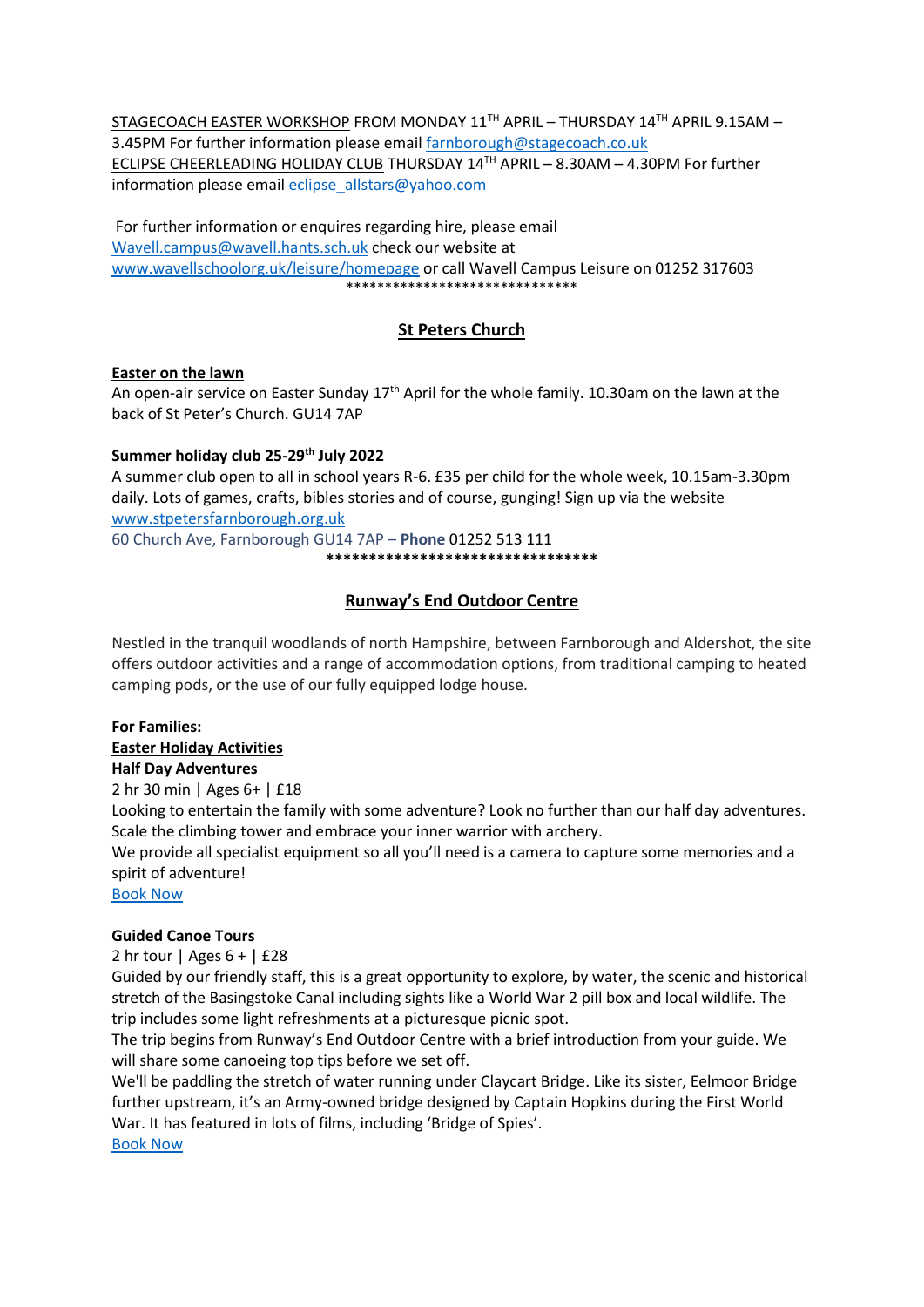STAGECOACH EASTER WORKSHOP FROM MONDAY 11TH APRIL – THURSDAY 14TH APRIL 9.15AM – 3.45PM For further information please email farnborough@stagecoach.co.uk

ECLIPSE CHEERLEADING HOLIDAY CLUB THURSDAY 14TH APRIL – 8.30AM – 4.30PM For further information please email eclipse_allstars@yahoo.com

For further information or enquires regarding hire, please email Wavell.campus@wavell.hants.sch.uk check our website at www.wavellschoolorg.uk/leisure/homepage or call Wavell Campus Leisure on 01252 317603

******************************

## St Peters Church

**Easter on the lawn**

An open-air service on Easter Sunday 17th April for the whole family. 10.30am on the lawn at the back of St Peter's Church. GU14 7AP

**Summer holiday club 25-29th July 2022**

A summer club open to all in school years R-6. £35 per child for the whole week, 10.15am-3.30pm daily. Lots of games, crafts, bibles stories and of course, gunging! Sign up via the website www.stpetersfarnborough.org.uk

60 Church Ave, Farnborough GU14 7AP – **Phone** 01252 513 111

********************************

## Runway's End Outdoor Centre

Nestled in the tranquil woodlands of north Hampshire, between Farnborough and Aldershot, the site offers outdoor activities and a range of accommodation options, from traditional camping to heated camping pods, or the use of our fully equipped lodge house.

**For Families:**

**Easter Holiday Activities**

**Half Day Adventures**

2 hr 30 min | Ages 6+ | £18

Looking to entertain the family with some adventure? Look no further than our half day adventures. Scale the climbing tower and embrace your inner warrior with archery.

We provide all specialist equipment so all you'll need is a camera to capture some memories and a spirit of adventure!

Book Now

**Guided Canoe Tours**

2 hr tour | Ages 6 + | £28

Guided by our friendly staff, this is a great opportunity to explore, by water, the scenic and historical stretch of the Basingstoke Canal including sights like a World War 2 pill box and local wildlife. The trip includes some light refreshments at a picturesque picnic spot.

The trip begins from Runway's End Outdoor Centre with a brief introduction from your guide. We will share some canoeing top tips before we set off.

We'll be paddling the stretch of water running under Claycart Bridge. Like its sister, Eelmoor Bridge further upstream, it's an Army-owned bridge designed by Captain Hopkins during the First World War. It has featured in lots of films, including 'Bridge of Spies'.

Book Now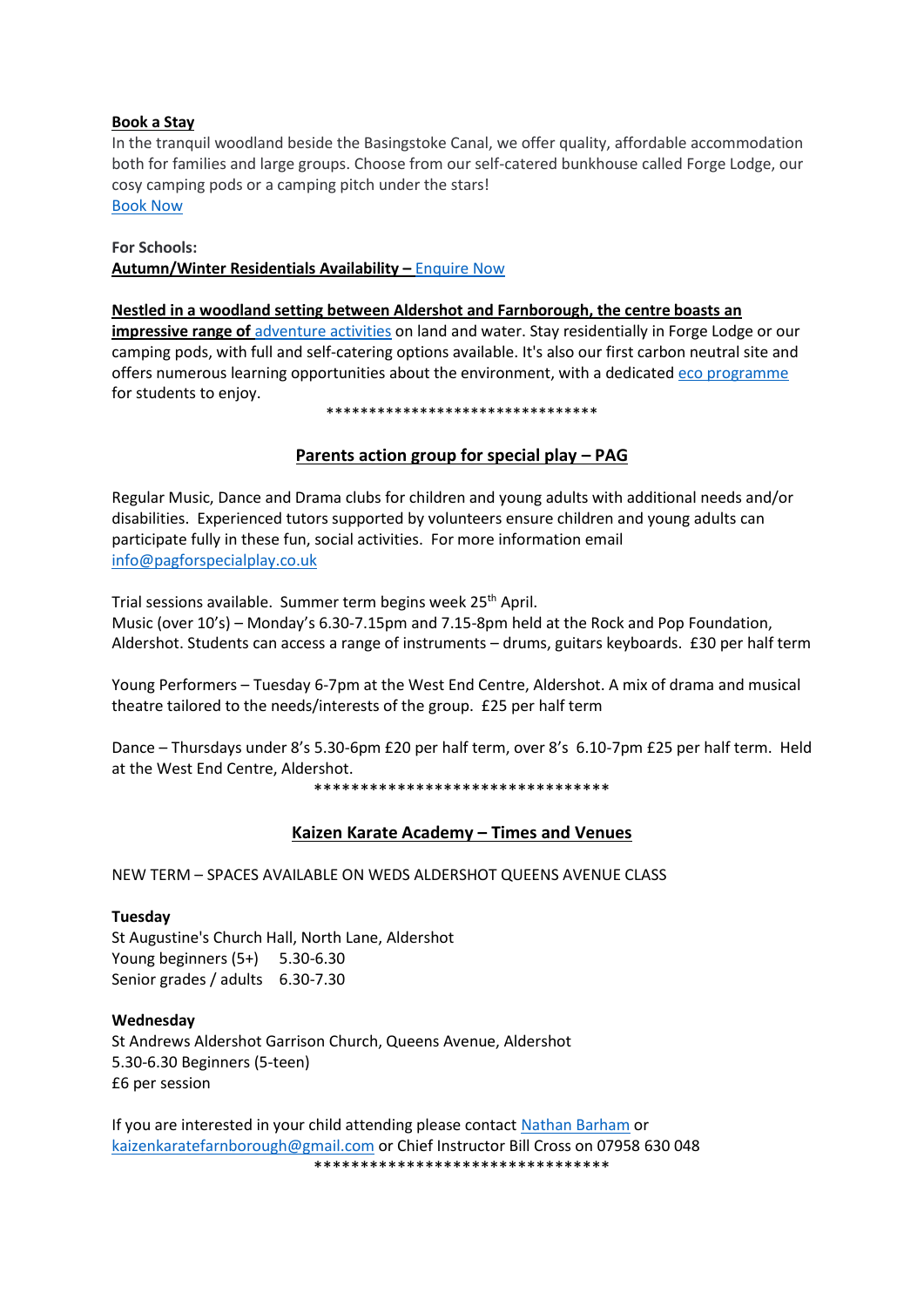**Book a Stay**

In the tranquil woodland beside the Basingstoke Canal, we offer quality, affordable accommodation both for families and large groups. Choose from our self-catered bunkhouse called Forge Lodge, our cosy camping pods or a camping pitch under the stars!

Book Now

**For Schools:**

**Autumn/Winter Residentials Availability –** Enquire Now

**Nestled in a woodland setting between Aldershot and Farnborough, the centre boasts an impressive range of** adventure activities on land and water. Stay residentially in Forge Lodge or our camping pods, with full and self-catering options available. It's also our first carbon neutral site and offers numerous learning opportunities about the environment, with a dedicated eco programme for students to enjoy.

********************************

## Parents action group for special play – PAG

Regular Music, Dance and Drama clubs for children and young adults with additional needs and/or disabilities. Experienced tutors supported by volunteers ensure children and young adults can participate fully in these fun, social activities. For more information email info@pagforspecialplay.co.uk

Trial sessions available. Summer term begins week 25th April.

Music (over 10's) – Monday's 6.30-7.15pm and 7.15-8pm held at the Rock and Pop Foundation, Aldershot. Students can access a range of instruments – drums, guitars keyboards. £30 per half term

Young Performers – Tuesday 6-7pm at the West End Centre, Aldershot. A mix of drama and musical theatre tailored to the needs/interests of the group. £25 per half term

Dance – Thursdays under 8's 5.30-6pm £20 per half term, over 8's 6.10-7pm £25 per half term. Held at the West End Centre, Aldershot.

********************************

## Kaizen Karate Academy – Times and Venues

NEW TERM – SPACES AVAILABLE ON WEDS ALDERSHOT QUEENS AVENUE CLASS

**Tuesday**

St Augustine's Church Hall, North Lane, Aldershot

Young beginners (5+) 5.30-6.30

Senior grades / adults 6.30-7.30

**Wednesday**

St Andrews Aldershot Garrison Church, Queens Avenue, Aldershot

5.30-6.30 Beginners (5-teen)

£6 per session

If you are interested in your child attending please contact Nathan Barham or kaizenkaratefarnborough@gmail.com or Chief Instructor Bill Cross on 07958 630 048

********************************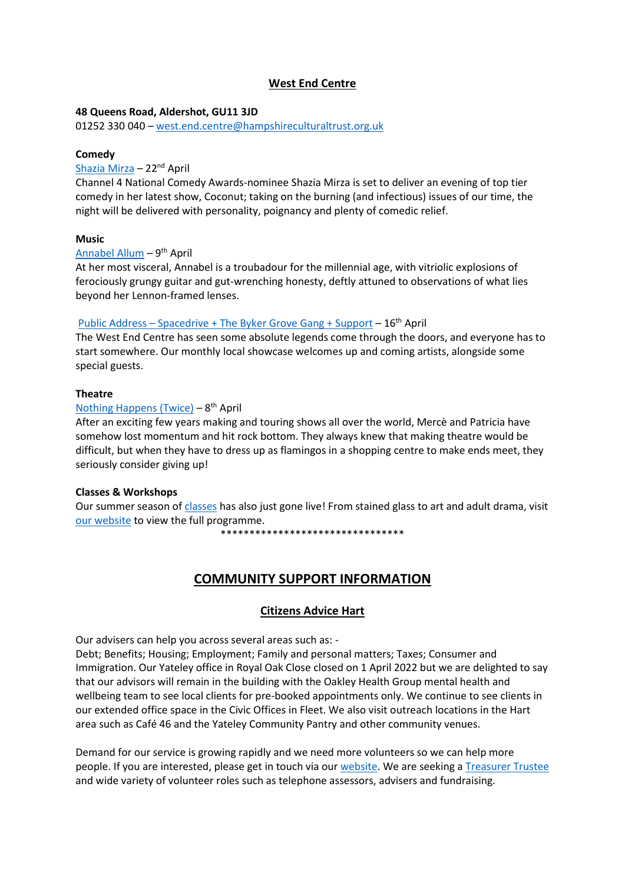## West End Centre

**48 Queens Road, Aldershot, GU11 3JD**
01252 330 040 – west.end.centre@hampshireculturaltrust.org.uk

**Comedy**

Shazia Mirza – 22nd April
Channel 4 National Comedy Awards-nominee Shazia Mirza is set to deliver an evening of top tier comedy in her latest show, Coconut; taking on the burning (and infectious) issues of our time, the night will be delivered with personality, poignancy and plenty of comedic relief.

**Music**

Annabel Allum – 9th April
At her most visceral, Annabel is a troubadour for the millennial age, with vitriolic explosions of ferociously grungy guitar and gut-wrenching honesty, deftly attuned to observations of what lies beyond her Lennon-framed lenses.

Public Address – Spacedrive + The Byker Grove Gang + Support – 16th April
The West End Centre has seen some absolute legends come through the doors, and everyone has to start somewhere. Our monthly local showcase welcomes up and coming artists, alongside some special guests.

**Theatre**

Nothing Happens (Twice) – 8th April
After an exciting few years making and touring shows all over the world, Mercè and Patricia have somehow lost momentum and hit rock bottom. They always knew that making theatre would be difficult, but when they have to dress up as flamingos in a shopping centre to make ends meet, they seriously consider giving up!

**Classes & Workshops**

Our summer season of classes has also just gone live! From stained glass to art and adult drama, visit our website to view the full programme.

********************************

# COMMUNITY SUPPORT INFORMATION

## Citizens Advice Hart

Our advisers can help you across several areas such as: -
Debt; Benefits; Housing; Employment; Family and personal matters; Taxes; Consumer and Immigration. Our Yateley office in Royal Oak Close closed on 1 April 2022 but we are delighted to say that our advisors will remain in the building with the Oakley Health Group mental health and wellbeing team to see local clients for pre-booked appointments only. We continue to see clients in our extended office space in the Civic Offices in Fleet. We also visit outreach locations in the Hart area such as Café 46 and the Yateley Community Pantry and other community venues.

Demand for our service is growing rapidly and we need more volunteers so we can help more people. If you are interested, please get in touch via our website. We are seeking a Treasurer Trustee and wide variety of volunteer roles such as telephone assessors, advisers and fundraising.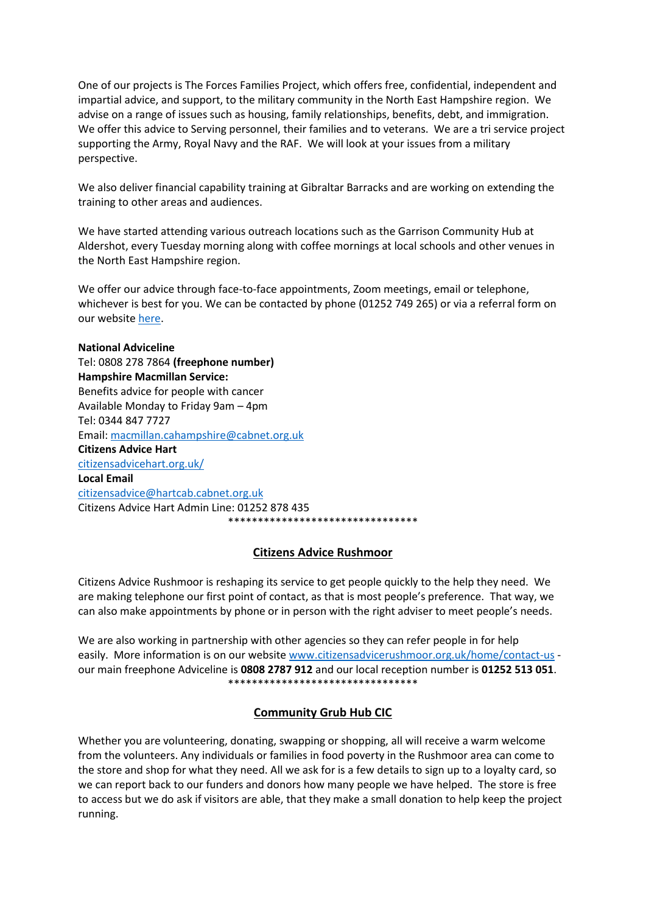One of our projects is The Forces Families Project, which offers free, confidential, independent and impartial advice, and support, to the military community in the North East Hampshire region. We advise on a range of issues such as housing, family relationships, benefits, debt, and immigration. We offer this advice to Serving personnel, their families and to veterans. We are a tri service project supporting the Army, Royal Navy and the RAF. We will look at your issues from a military perspective.

We also deliver financial capability training at Gibraltar Barracks and are working on extending the training to other areas and audiences.

We have started attending various outreach locations such as the Garrison Community Hub at Aldershot, every Tuesday morning along with coffee mornings at local schools and other venues in the North East Hampshire region.

We offer our advice through face-to-face appointments, Zoom meetings, email or telephone, whichever is best for you. We can be contacted by phone (01252 749 265) or via a referral form on our website [here](here).

**National Adviceline**
Tel: 0808 278 7864 **(freephone number)**
**Hampshire Macmillan Service:**
Benefits advice for people with cancer
Available Monday to Friday 9am – 4pm
Tel: 0344 847 7727
Email: macmillan.cahampshire@cabnet.org.uk
**Citizens Advice Hart**
citizensadvicehart.org.uk/
**Local Email**
citizensadvice@hartcab.cabnet.org.uk
Citizens Advice Hart Admin Line: 01252 878 435

********************************

## Citizens Advice Rushmoor

Citizens Advice Rushmoor is reshaping its service to get people quickly to the help they need. We are making telephone our first point of contact, as that is most people's preference. That way, we can also make appointments by phone or in person with the right adviser to meet people's needs.

We are also working in partnership with other agencies so they can refer people in for help easily. More information is on our website www.citizensadvicerushmoor.org.uk/home/contact-us - our main freephone Adviceline is **0808 2787 912** and our local reception number is **01252 513 051**.

********************************

## Community Grub Hub CIC

Whether you are volunteering, donating, swapping or shopping, all will receive a warm welcome from the volunteers. Any individuals or families in food poverty in the Rushmoor area can come to the store and shop for what they need. All we ask for is a few details to sign up to a loyalty card, so we can report back to our funders and donors how many people we have helped. The store is free to access but we do ask if visitors are able, that they make a small donation to help keep the project running.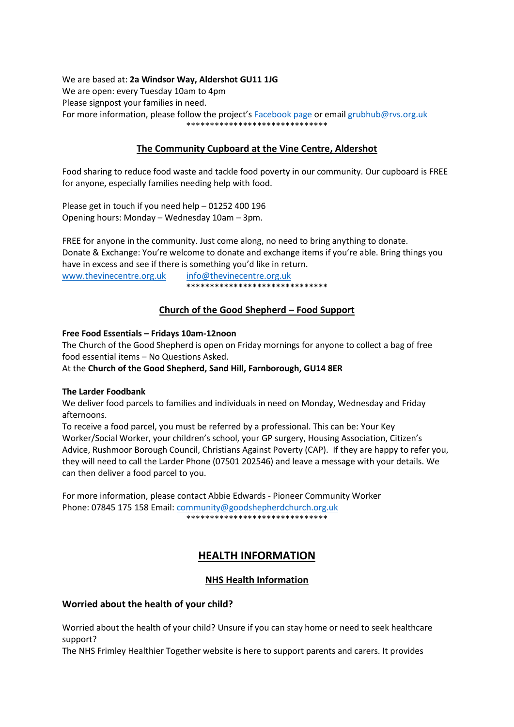We are based at: **2a Windsor Way, Aldershot GU11 1JG**
We are open: every Tuesday 10am to 4pm
Please signpost your families in need.
For more information, please follow the project's Facebook page or email grubhub@rvs.org.uk

******************************

## The Community Cupboard at the Vine Centre, Aldershot

Food sharing to reduce food waste and tackle food poverty in our community. Our cupboard is FREE for anyone, especially families needing help with food.

Please get in touch if you need help – 01252 400 196
Opening hours: Monday – Wednesday 10am – 3pm.

FREE for anyone in the community. Just come along, no need to bring anything to donate.
Donate & Exchange: You're welcome to donate and exchange items if you're able. Bring things you have in excess and see if there is something you'd like in return.
www.thevinecentre.org.uk info@thevinecentre.org.uk

******************************

## Church of the Good Shepherd – Food Support

**Free Food Essentials – Fridays 10am-12noon**
The Church of the Good Shepherd is open on Friday mornings for anyone to collect a bag of free food essential items – No Questions Asked.
At the **Church of the Good Shepherd, Sand Hill, Farnborough, GU14 8ER**

**The Larder Foodbank**
We deliver food parcels to families and individuals in need on Monday, Wednesday and Friday afternoons.
To receive a food parcel, you must be referred by a professional. This can be: Your Key Worker/Social Worker, your children's school, your GP surgery, Housing Association, Citizen's Advice, Rushmoor Borough Council, Christians Against Poverty (CAP). If they are happy to refer you, they will need to call the Larder Phone (07501 202546) and leave a message with your details. We can then deliver a food parcel to you.

For more information, please contact Abbie Edwards - Pioneer Community Worker
Phone: 07845 175 158 Email: community@goodshepherdchurch.org.uk

******************************

# HEALTH INFORMATION

## NHS Health Information

### Worried about the health of your child?

Worried about the health of your child? Unsure if you can stay home or need to seek healthcare support?
The NHS Frimley Healthier Together website is here to support parents and carers. It provides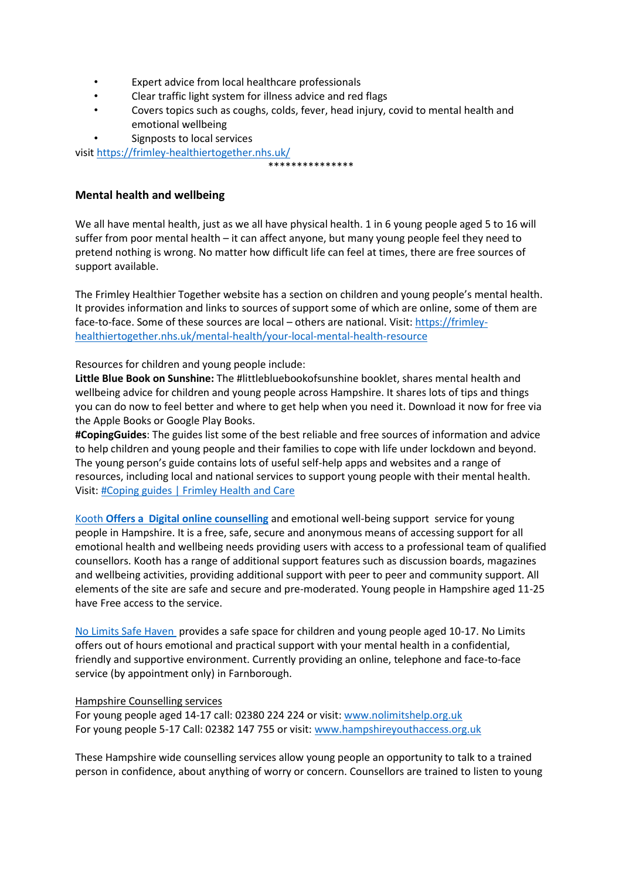- Expert advice from local healthcare professionals
- Clear traffic light system for illness advice and red flags
- Covers topics such as coughs, colds, fever, head injury, covid to mental health and emotional wellbeing
- Signposts to local services

visit https://frimley-healthiertogether.nhs.uk/

***************

**Mental health and wellbeing**

We all have mental health, just as we all have physical health. 1 in 6 young people aged 5 to 16 will suffer from poor mental health – it can affect anyone, but many young people feel they need to pretend nothing is wrong. No matter how difficult life can feel at times, there are free sources of support available.

The Frimley Healthier Together website has a section on children and young people's mental health. It provides information and links to sources of support some of which are online, some of them are face-to-face. Some of these sources are local – others are national. Visit: https://frimley-healthiertogether.nhs.uk/mental-health/your-local-mental-health-resource

Resources for children and young people include:
**Little Blue Book on Sunshine:** The #littlebluebookofsunshine booklet, shares mental health and wellbeing advice for children and young people across Hampshire. It shares lots of tips and things you can do now to feel better and where to get help when you need it. Download it now for free via the Apple Books or Google Play Books.
**#CopingGuides**: The guides list some of the best reliable and free sources of information and advice to help children and young people and their families to cope with life under lockdown and beyond. The young person's guide contains lots of useful self-help apps and websites and a range of resources, including local and national services to support young people with their mental health. Visit: #Coping guides | Frimley Health and Care

Kooth **Offers a Digital online counselling** and emotional well-being support service for young people in Hampshire. It is a free, safe, secure and anonymous means of accessing support for all emotional health and wellbeing needs providing users with access to a professional team of qualified counsellors. Kooth has a range of additional support features such as discussion boards, magazines and wellbeing activities, providing additional support with peer to peer and community support. All elements of the site are safe and secure and pre-moderated. Young people in Hampshire aged 11-25 have Free access to the service.

No Limits Safe Haven provides a safe space for children and young people aged 10-17. No Limits offers out of hours emotional and practical support with your mental health in a confidential, friendly and supportive environment. Currently providing an online, telephone and face-to-face service (by appointment only) in Farnborough.

Hampshire Counselling services
For young people aged 14-17 call: 02380 224 224 or visit: www.nolimitshelp.org.uk
For young people 5-17 Call: 02382 147 755 or visit: www.hampshireyouthaccess.org.uk

These Hampshire wide counselling services allow young people an opportunity to talk to a trained person in confidence, about anything of worry or concern. Counsellors are trained to listen to young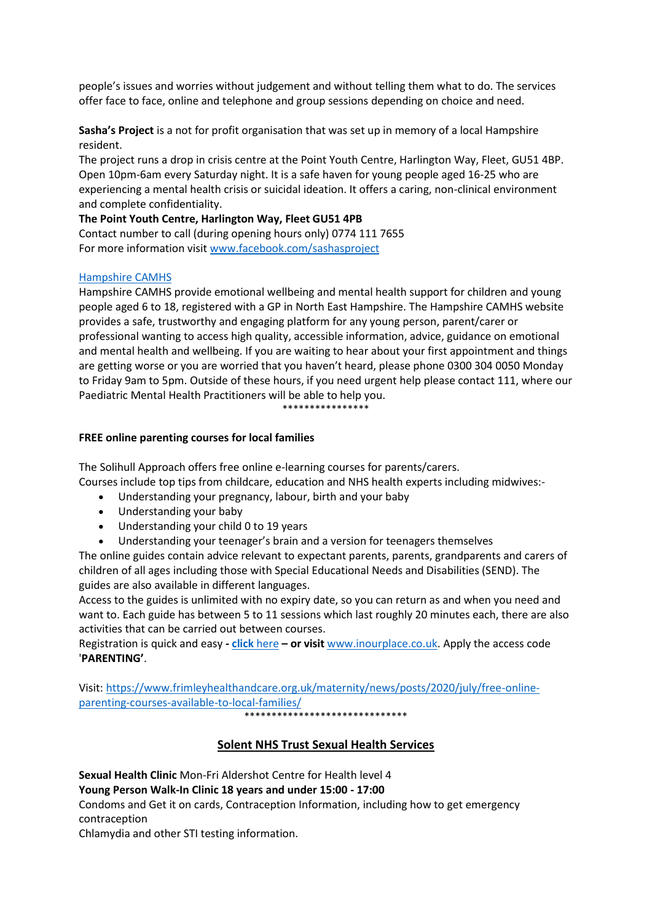people's issues and worries without judgement and without telling them what to do. The services offer face to face, online and telephone and group sessions depending on choice and need.

**Sasha's Project** is a not for profit organisation that was set up in memory of a local Hampshire resident.
The project runs a drop in crisis centre at the Point Youth Centre, Harlington Way, Fleet, GU51 4BP. Open 10pm-6am every Saturday night. It is a safe haven for young people aged 16-25 who are experiencing a mental health crisis or suicidal ideation. It offers a caring, non-clinical environment and complete confidentiality.
**The Point Youth Centre, Harlington Way, Fleet GU51 4PB**
Contact number to call (during opening hours only) 0774 111 7655
For more information visit www.facebook.com/sashasproject

Hampshire CAMHS
Hampshire CAMHS provide emotional wellbeing and mental health support for children and young people aged 6 to 18, registered with a GP in North East Hampshire. The Hampshire CAMHS website provides a safe, trustworthy and engaging platform for any young person, parent/carer or professional wanting to access high quality, accessible information, advice, guidance on emotional and mental health and wellbeing. If you are waiting to hear about your first appointment and things are getting worse or you are worried that you haven't heard, please phone 0300 304 0050 Monday to Friday 9am to 5pm. Outside of these hours, if you need urgent help please contact 111, where our Paediatric Mental Health Practitioners will be able to help you.

****************

**FREE online parenting courses for local families**

The Solihull Approach offers free online e-learning courses for parents/carers.
Courses include top tips from childcare, education and NHS health experts including midwives:-

- Understanding your pregnancy, labour, birth and your baby
- Understanding your baby
- Understanding your child 0 to 19 years
- Understanding your teenager's brain and a version for teenagers themselves

The online guides contain advice relevant to expectant parents, parents, grandparents and carers of children of all ages including those with Special Educational Needs and Disabilities (SEND). The guides are also available in different languages.
Access to the guides is unlimited with no expiry date, so you can return as and when you need and want to. Each guide has between 5 to 11 sessions which last roughly 20 minutes each, there are also activities that can be carried out between courses.
Registration is quick and easy - **click** here **– or visit** www.inourplace.co.uk. Apply the access code '**PARENTING'**.

Visit: https://www.frimleyhealthandcare.org.uk/maternity/news/posts/2020/july/free-online-parenting-courses-available-to-local-families/

******************************

## Solent NHS Trust Sexual Health Services

**Sexual Health Clinic** Mon-Fri Aldershot Centre for Health level 4
**Young Person Walk-In Clinic 18 years and under 15:00 - 17:00**
Condoms and Get it on cards, Contraception Information, including how to get emergency contraception
Chlamydia and other STI testing information.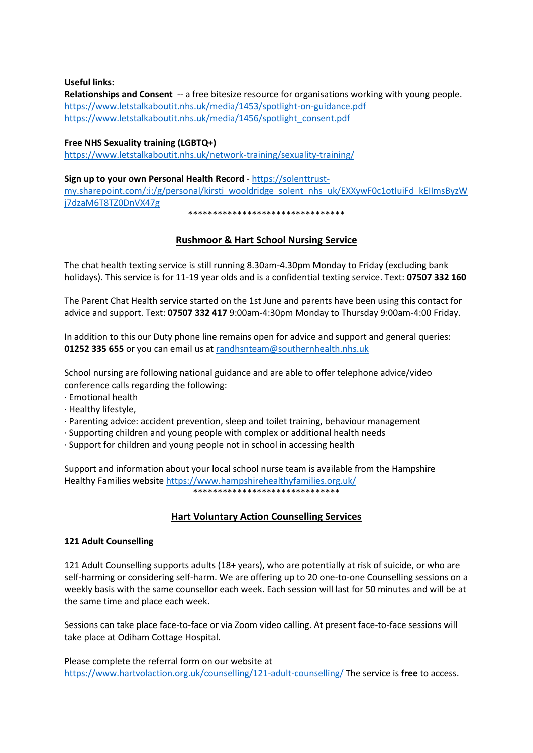**Useful links:**

**Relationships and Consent** -- a free bitesize resource for organisations working with young people.
https://www.letstalkaboutit.nhs.uk/media/1453/spotlight-on-guidance.pdf
https://www.letstalkaboutit.nhs.uk/media/1456/spotlight_consent.pdf

**Free NHS Sexuality training (LGBTQ+)**
https://www.letstalkaboutit.nhs.uk/network-training/sexuality-training/

**Sign up to your own Personal Health Record** - https://solenttrust-my.sharepoint.com/:i:/g/personal/kirsti_wooldridge_solent_nhs_uk/EXXywF0c1otIuiFd_kEIlmsByzWj7dzaM6T8TZ0DnVX47g

*********************************

## Rushmoor & Hart School Nursing Service

The chat health texting service is still running 8.30am-4.30pm Monday to Friday (excluding bank holidays). This service is for 11-19 year olds and is a confidential texting service. Text: **07507 332 160**

The Parent Chat Health service started on the 1st June and parents have been using this contact for advice and support. Text: **07507 332 417** 9:00am-4:30pm Monday to Thursday 9:00am-4:00 Friday.

In addition to this our Duty phone line remains open for advice and support and general queries: **01252 335 655** or you can email us at randhsnteam@southernhealth.nhs.uk

School nursing are following national guidance and are able to offer telephone advice/video conference calls regarding the following:

- Emotional health
- Healthy lifestyle,
- Parenting advice: accident prevention, sleep and toilet training, behaviour management
- Supporting children and young people with complex or additional health needs
- Support for children and young people not in school in accessing health

Support and information about your local school nurse team is available from the Hampshire Healthy Families website https://www.hampshirehealthyfamilies.org.uk/

*******************************

## Hart Voluntary Action Counselling Services

**121 Adult Counselling**

121 Adult Counselling supports adults (18+ years), who are potentially at risk of suicide, or who are self-harming or considering self-harm. We are offering up to 20 one-to-one Counselling sessions on a weekly basis with the same counsellor each week. Each session will last for 50 minutes and will be at the same time and place each week.

Sessions can take place face-to-face or via Zoom video calling. At present face-to-face sessions will take place at Odiham Cottage Hospital.

Please complete the referral form on our website at https://www.hartvolaction.org.uk/counselling/121-adult-counselling/ The service is **free** to access.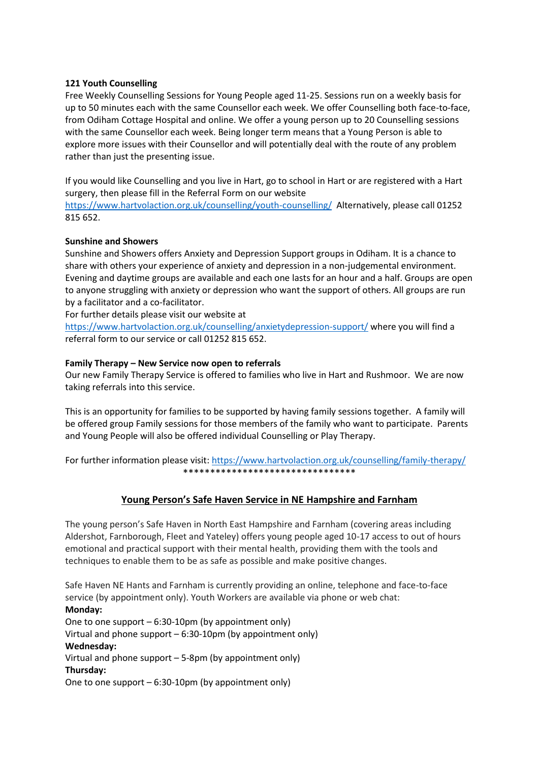**121 Youth Counselling**

Free Weekly Counselling Sessions for Young People aged 11-25. Sessions run on a weekly basis for up to 50 minutes each with the same Counsellor each week. We offer Counselling both face-to-face, from Odiham Cottage Hospital and online. We offer a young person up to 20 Counselling sessions with the same Counsellor each week. Being longer term means that a Young Person is able to explore more issues with their Counsellor and will potentially deal with the route of any problem rather than just the presenting issue.

If you would like Counselling and you live in Hart, go to school in Hart or are registered with a Hart surgery, then please fill in the Referral Form on our website [https://www.hartvolaction.org.uk/counselling/youth-counselling/](https://www.hartvolaction.org.uk/counselling/youth-counselling/) Alternatively, please call 01252 815 652.

**Sunshine and Showers**

Sunshine and Showers offers Anxiety and Depression Support groups in Odiham. It is a chance to share with others your experience of anxiety and depression in a non-judgemental environment. Evening and daytime groups are available and each one lasts for an hour and a half. Groups are open to anyone struggling with anxiety or depression who want the support of others. All groups are run by a facilitator and a co-facilitator.

For further details please visit our website at [https://www.hartvolaction.org.uk/counselling/anxietydepression-support/](https://www.hartvolaction.org.uk/counselling/anxietydepression-support/) where you will find a referral form to our service or call 01252 815 652.

**Family Therapy – New Service now open to referrals**

Our new Family Therapy Service is offered to families who live in Hart and Rushmoor. We are now taking referrals into this service.

This is an opportunity for families to be supported by having family sessions together. A family will be offered group Family sessions for those members of the family who want to participate. Parents and Young People will also be offered individual Counselling or Play Therapy.

For further information please visit: [https://www.hartvolaction.org.uk/counselling/family-therapy/](https://www.hartvolaction.org.uk/counselling/family-therapy/)

********************************

## Young Person's Safe Haven Service in NE Hampshire and Farnham

The young person's Safe Haven in North East Hampshire and Farnham (covering areas including Aldershot, Farnborough, Fleet and Yateley) offers young people aged 10-17 access to out of hours emotional and practical support with their mental health, providing them with the tools and techniques to enable them to be as safe as possible and make positive changes.

Safe Haven NE Hants and Farnham is currently providing an online, telephone and face-to-face service (by appointment only). Youth Workers are available via phone or web chat:

**Monday:**

One to one support – 6:30-10pm (by appointment only)
Virtual and phone support – 6:30-10pm (by appointment only)

**Wednesday:**

Virtual and phone support – 5-8pm (by appointment only)

**Thursday:**

One to one support – 6:30-10pm (by appointment only)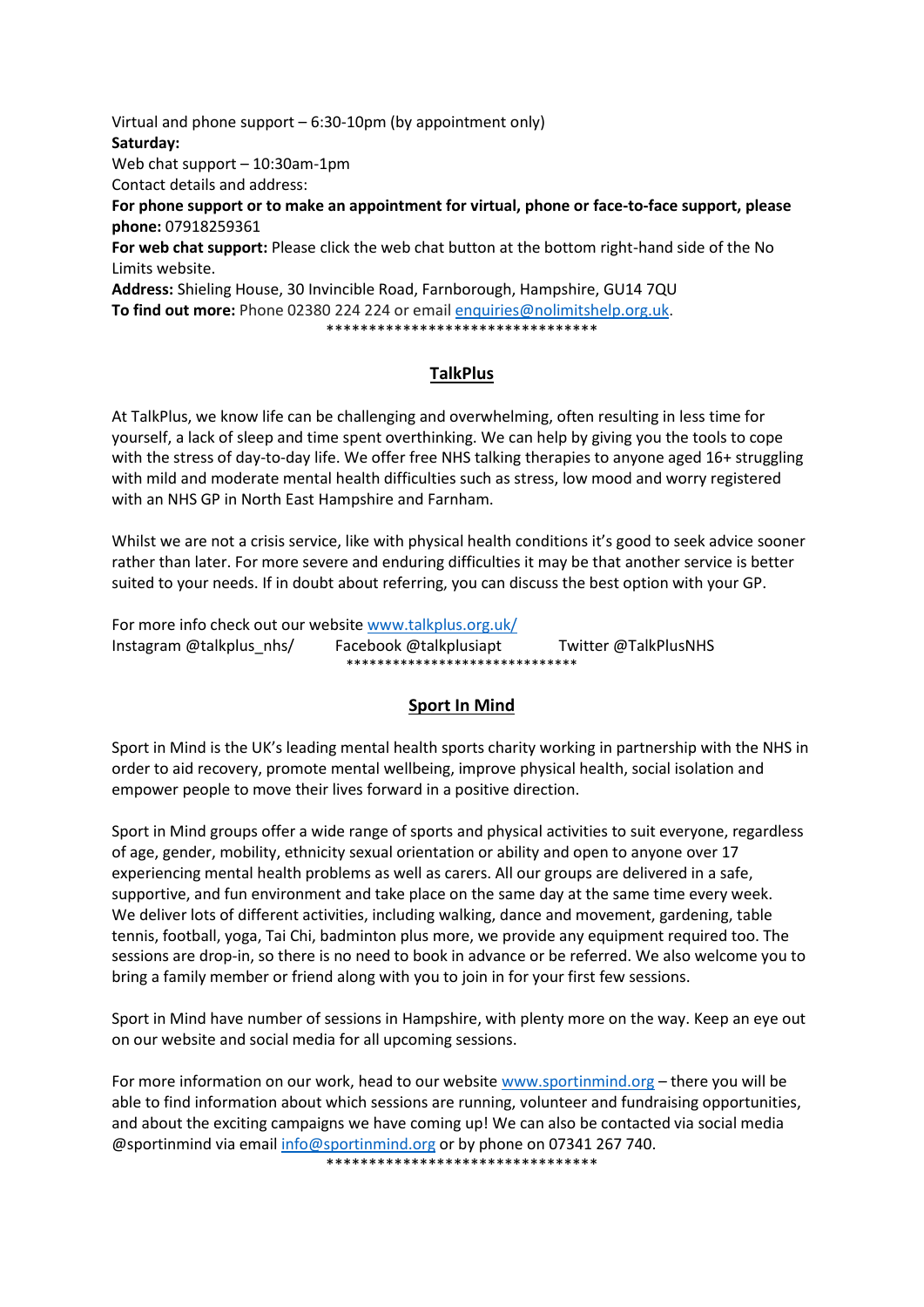Virtual and phone support – 6:30-10pm (by appointment only)

**Saturday:**

Web chat support – 10:30am-1pm

Contact details and address:

**For phone support or to make an appointment for virtual, phone or face-to-face support, please phone:** 07918259361

**For web chat support:** Please click the web chat button at the bottom right-hand side of the No Limits website.

**Address:** Shieling House, 30 Invincible Road, Farnborough, Hampshire, GU14 7QU

**To find out more:** Phone 02380 224 224 or email enquiries@nolimitshelp.org.uk.

********************************

## TalkPlus

At TalkPlus, we know life can be challenging and overwhelming, often resulting in less time for yourself, a lack of sleep and time spent overthinking. We can help by giving you the tools to cope with the stress of day-to-day life. We offer free NHS talking therapies to anyone aged 16+ struggling with mild and moderate mental health difficulties such as stress, low mood and worry registered with an NHS GP in North East Hampshire and Farnham.

Whilst we are not a crisis service, like with physical health conditions it's good to seek advice sooner rather than later. For more severe and enduring difficulties it may be that another service is better suited to your needs. If in doubt about referring, you can discuss the best option with your GP.

For more info check out our website www.talkplus.org.uk/

Instagram @talkplus_nhs/ Facebook @talkplusiapt Twitter @TalkPlusNHS

******************************

## Sport In Mind

Sport in Mind is the UK's leading mental health sports charity working in partnership with the NHS in order to aid recovery, promote mental wellbeing, improve physical health, social isolation and empower people to move their lives forward in a positive direction.

Sport in Mind groups offer a wide range of sports and physical activities to suit everyone, regardless of age, gender, mobility, ethnicity sexual orientation or ability and open to anyone over 17 experiencing mental health problems as well as carers. All our groups are delivered in a safe, supportive, and fun environment and take place on the same day at the same time every week. We deliver lots of different activities, including walking, dance and movement, gardening, table tennis, football, yoga, Tai Chi, badminton plus more, we provide any equipment required too. The sessions are drop-in, so there is no need to book in advance or be referred. We also welcome you to bring a family member or friend along with you to join in for your first few sessions.

Sport in Mind have number of sessions in Hampshire, with plenty more on the way. Keep an eye out on our website and social media for all upcoming sessions.

For more information on our work, head to our website www.sportinmind.org – there you will be able to find information about which sessions are running, volunteer and fundraising opportunities, and about the exciting campaigns we have coming up! We can also be contacted via social media @sportinmind via email info@sportinmind.org or by phone on 07341 267 740.

********************************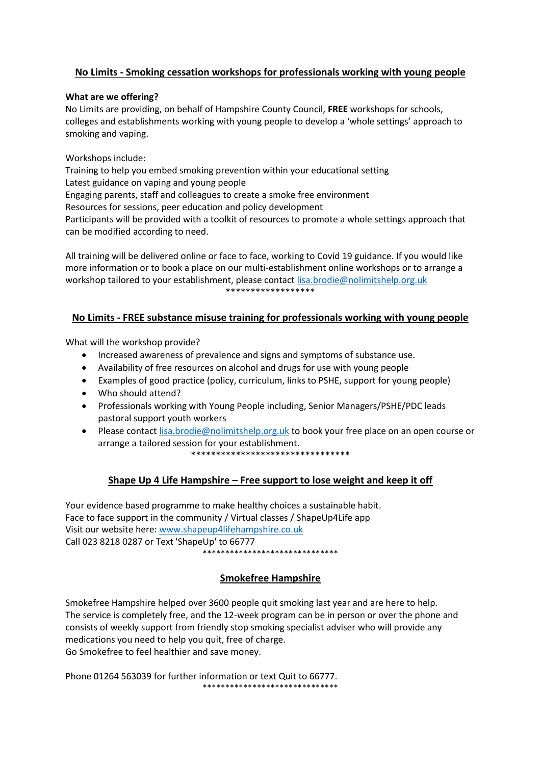## No Limits - Smoking cessation workshops for professionals working with young people

**What are we offering?**

No Limits are providing, on behalf of Hampshire County Council, **FREE** workshops for schools, colleges and establishments working with young people to develop a 'whole settings' approach to smoking and vaping.

Workshops include:
Training to help you embed smoking prevention within your educational setting
Latest guidance on vaping and young people
Engaging parents, staff and colleagues to create a smoke free environment
Resources for sessions, peer education and policy development
Participants will be provided with a toolkit of resources to promote a whole settings approach that can be modified according to need.

All training will be delivered online or face to face, working to Covid 19 guidance. If you would like more information or to book a place on our multi-establishment online workshops or to arrange a workshop tailored to your establishment, please contact lisa.brodie@nolimitshelp.org.uk

******************

## No Limits - FREE substance misuse training for professionals working with young people

What will the workshop provide?

- Increased awareness of prevalence and signs and symptoms of substance use.
- Availability of free resources on alcohol and drugs for use with young people
- Examples of good practice (policy, curriculum, links to PSHE, support for young people)
- Who should attend?
- Professionals working with Young People including, Senior Managers/PSHE/PDC leads pastoral support youth workers
- Please contact lisa.brodie@nolimitshelp.org.uk to book your free place on an open course or arrange a tailored session for your establishment.

********************************

## Shape Up 4 Life Hampshire – Free support to lose weight and keep it off

Your evidence based programme to make healthy choices a sustainable habit.
Face to face support in the community / Virtual classes / ShapeUp4Life app
Visit our website here: www.shapeup4lifehampshire.co.uk
Call 023 8218 0287 or Text 'ShapeUp' to 66777

******************************

## Smokefree Hampshire

Smokefree Hampshire helped over 3600 people quit smoking last year and are here to help.
The service is completely free, and the 12-week program can be in person or over the phone and consists of weekly support from friendly stop smoking specialist adviser who will provide any medications you need to help you quit, free of charge.
Go Smokefree to feel healthier and save money.

Phone 01264 563039 for further information or text Quit to 66777.

******************************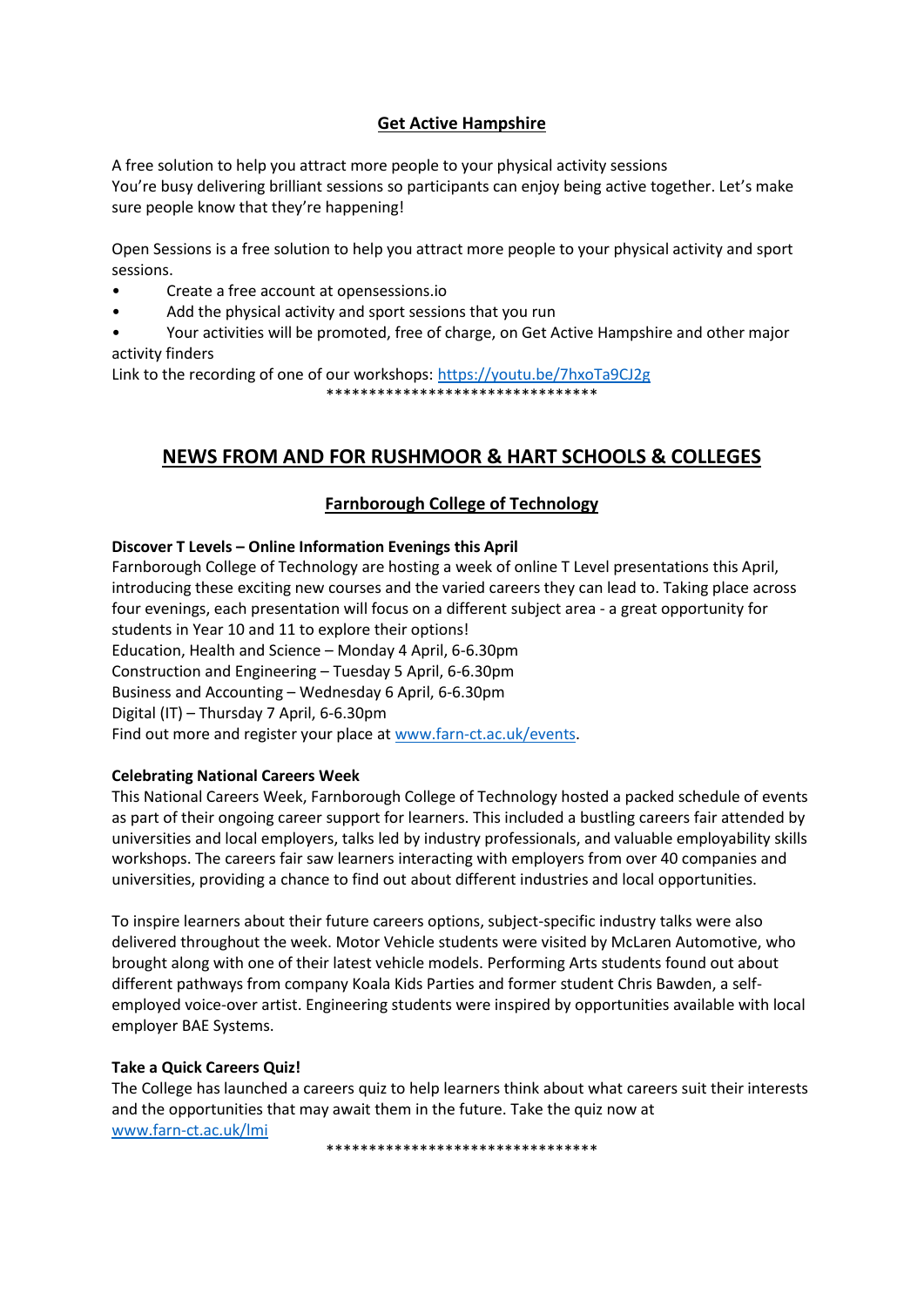## Get Active Hampshire

A free solution to help you attract more people to your physical activity sessions
You're busy delivering brilliant sessions so participants can enjoy being active together. Let's make sure people know that they're happening!

Open Sessions is a free solution to help you attract more people to your physical activity and sport sessions.

- Create a free account at opensessions.io
- Add the physical activity and sport sessions that you run
- Your activities will be promoted, free of charge, on Get Active Hampshire and other major activity finders

Link to the recording of one of our workshops: [https://youtu.be/7hxoTa9CJ2g](https://youtu.be/7hxoTa9CJ2g)

********************************

# NEWS FROM AND FOR RUSHMOOR & HART SCHOOLS & COLLEGES

## Farnborough College of Technology

**Discover T Levels – Online Information Evenings this April**

Farnborough College of Technology are hosting a week of online T Level presentations this April, introducing these exciting new courses and the varied careers they can lead to. Taking place across four evenings, each presentation will focus on a different subject area - a great opportunity for students in Year 10 and 11 to explore their options!
Education, Health and Science – Monday 4 April, 6-6.30pm
Construction and Engineering – Tuesday 5 April, 6-6.30pm
Business and Accounting – Wednesday 6 April, 6-6.30pm
Digital (IT) – Thursday 7 April, 6-6.30pm
Find out more and register your place at [www.farn-ct.ac.uk/events](www.farn-ct.ac.uk/events).

**Celebrating National Careers Week**

This National Careers Week, Farnborough College of Technology hosted a packed schedule of events as part of their ongoing career support for learners. This included a bustling careers fair attended by universities and local employers, talks led by industry professionals, and valuable employability skills workshops. The careers fair saw learners interacting with employers from over 40 companies and universities, providing a chance to find out about different industries and local opportunities.

To inspire learners about their future careers options, subject-specific industry talks were also delivered throughout the week. Motor Vehicle students were visited by McLaren Automotive, who brought along with one of their latest vehicle models. Performing Arts students found out about different pathways from company Koala Kids Parties and former student Chris Bawden, a self-employed voice-over artist. Engineering students were inspired by opportunities available with local employer BAE Systems.

**Take a Quick Careers Quiz!**

The College has launched a careers quiz to help learners think about what careers suit their interests and the opportunities that may await them in the future. Take the quiz now at [www.farn-ct.ac.uk/lmi](www.farn-ct.ac.uk/lmi)

********************************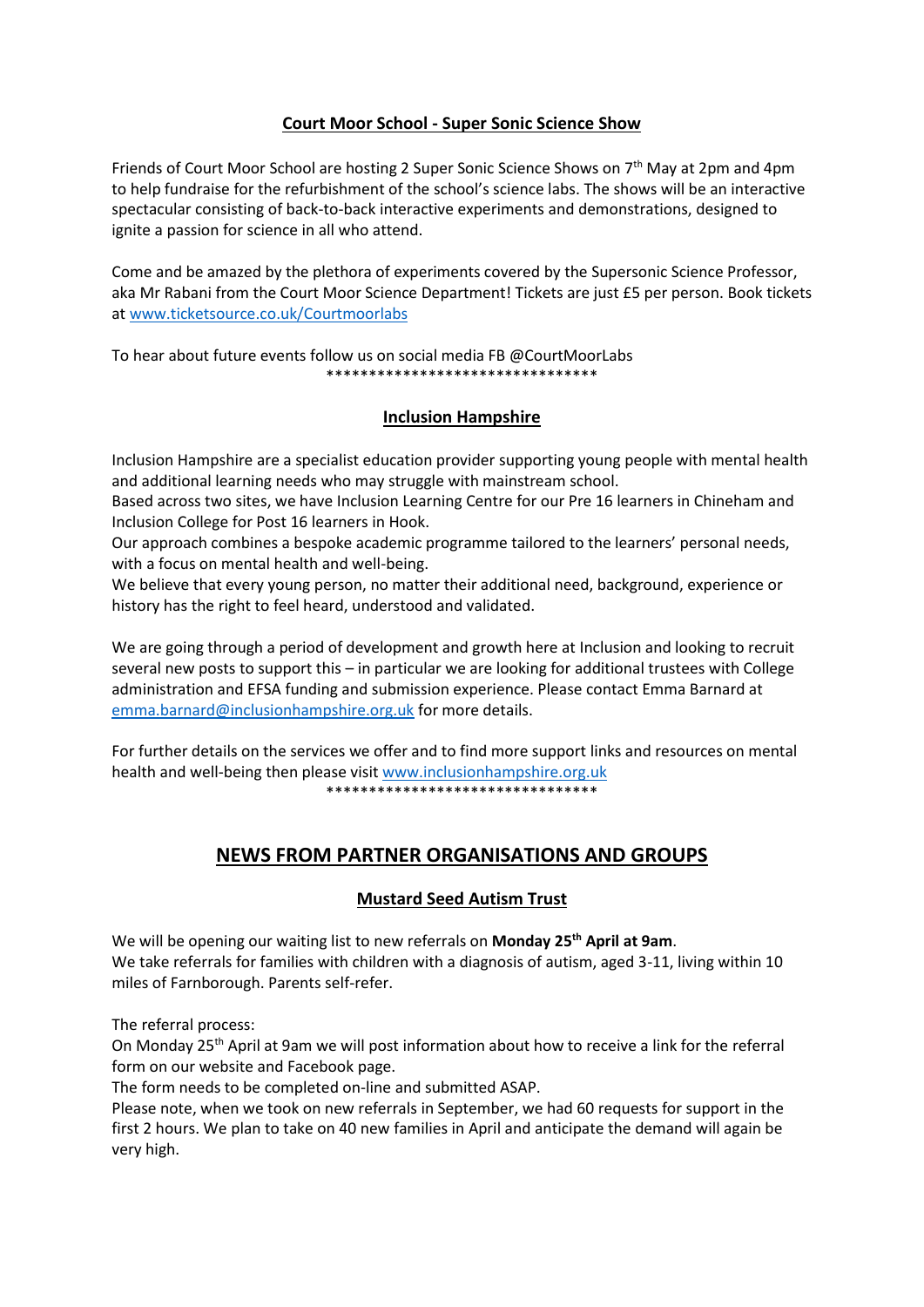## Court Moor School - Super Sonic Science Show

Friends of Court Moor School are hosting 2 Super Sonic Science Shows on 7th May at 2pm and 4pm to help fundraise for the refurbishment of the school's science labs. The shows will be an interactive spectacular consisting of back-to-back interactive experiments and demonstrations, designed to ignite a passion for science in all who attend.

Come and be amazed by the plethora of experiments covered by the Supersonic Science Professor, aka Mr Rabani from the Court Moor Science Department! Tickets are just £5 per person. Book tickets at www.ticketsource.co.uk/Courtmoorlabs

To hear about future events follow us on social media FB @CourtMoorLabs

********************************

## Inclusion Hampshire

Inclusion Hampshire are a specialist education provider supporting young people with mental health and additional learning needs who may struggle with mainstream school.
Based across two sites, we have Inclusion Learning Centre for our Pre 16 learners in Chineham and Inclusion College for Post 16 learners in Hook.
Our approach combines a bespoke academic programme tailored to the learners' personal needs, with a focus on mental health and well-being.
We believe that every young person, no matter their additional need, background, experience or history has the right to feel heard, understood and validated.

We are going through a period of development and growth here at Inclusion and looking to recruit several new posts to support this – in particular we are looking for additional trustees with College administration and EFSA funding and submission experience. Please contact Emma Barnard at emma.barnard@inclusionhampshire.org.uk for more details.

For further details on the services we offer and to find more support links and resources on mental health and well-being then please visit www.inclusionhampshire.org.uk

********************************

# NEWS FROM PARTNER ORGANISATIONS AND GROUPS

## Mustard Seed Autism Trust

We will be opening our waiting list to new referrals on **Monday 25th April at 9am**.
We take referrals for families with children with a diagnosis of autism, aged 3-11, living within 10 miles of Farnborough. Parents self-refer.

The referral process:
On Monday 25th April at 9am we will post information about how to receive a link for the referral form on our website and Facebook page.
The form needs to be completed on-line and submitted ASAP.
Please note, when we took on new referrals in September, we had 60 requests for support in the first 2 hours. We plan to take on 40 new families in April and anticipate the demand will again be very high.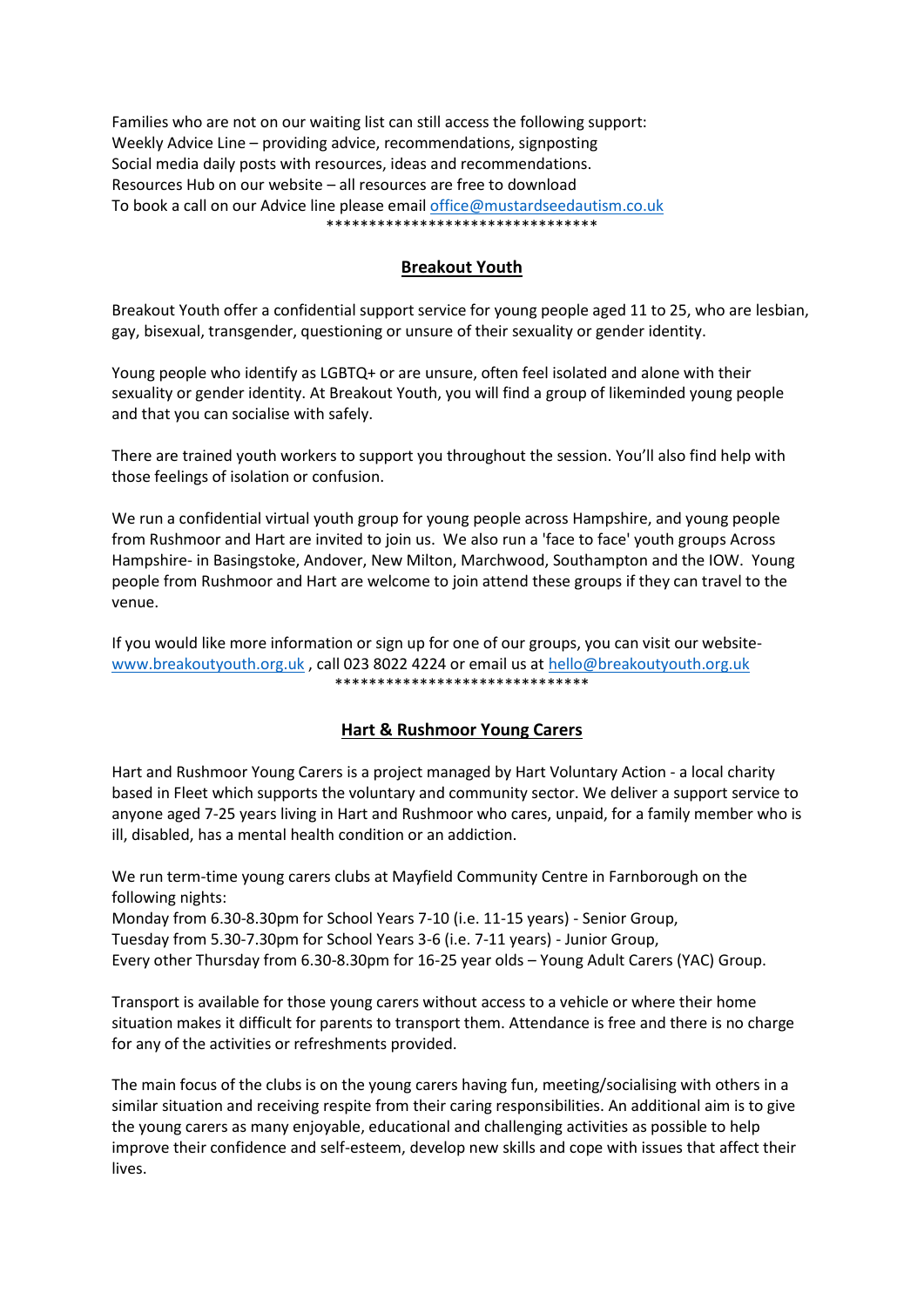Families who are not on our waiting list can still access the following support:
Weekly Advice Line – providing advice, recommendations, signposting
Social media daily posts with resources, ideas and recommendations.
Resources Hub on our website – all resources are free to download
To book a call on our Advice line please email office@mustardseedautism.co.uk

**********************************

## Breakout Youth

Breakout Youth offer a confidential support service for young people aged 11 to 25, who are lesbian, gay, bisexual, transgender, questioning or unsure of their sexuality or gender identity.

Young people who identify as LGBTQ+ or are unsure, often feel isolated and alone with their sexuality or gender identity. At Breakout Youth, you will find a group of likeminded young people and that you can socialise with safely.

There are trained youth workers to support you throughout the session. You'll also find help with those feelings of isolation or confusion.

We run a confidential virtual youth group for young people across Hampshire, and young people from Rushmoor and Hart are invited to join us. We also run a 'face to face' youth groups Across Hampshire- in Basingstoke, Andover, New Milton, Marchwood, Southampton and the IOW. Young people from Rushmoor and Hart are welcome to join attend these groups if they can travel to the venue.

If you would like more information or sign up for one of our groups, you can visit our website- www.breakoutyouth.org.uk , call 023 8022 4224 or email us at hello@breakoutyouth.org.uk

********************************

## Hart & Rushmoor Young Carers

Hart and Rushmoor Young Carers is a project managed by Hart Voluntary Action - a local charity based in Fleet which supports the voluntary and community sector. We deliver a support service to anyone aged 7-25 years living in Hart and Rushmoor who cares, unpaid, for a family member who is ill, disabled, has a mental health condition or an addiction.

We run term-time young carers clubs at Mayfield Community Centre in Farnborough on the following nights:
Monday from 6.30-8.30pm for School Years 7-10 (i.e. 11-15 years) - Senior Group,
Tuesday from 5.30-7.30pm for School Years 3-6 (i.e. 7-11 years) - Junior Group,
Every other Thursday from 6.30-8.30pm for 16-25 year olds – Young Adult Carers (YAC) Group.

Transport is available for those young carers without access to a vehicle or where their home situation makes it difficult for parents to transport them. Attendance is free and there is no charge for any of the activities or refreshments provided.

The main focus of the clubs is on the young carers having fun, meeting/socialising with others in a similar situation and receiving respite from their caring responsibilities. An additional aim is to give the young carers as many enjoyable, educational and challenging activities as possible to help improve their confidence and self-esteem, develop new skills and cope with issues that affect their lives.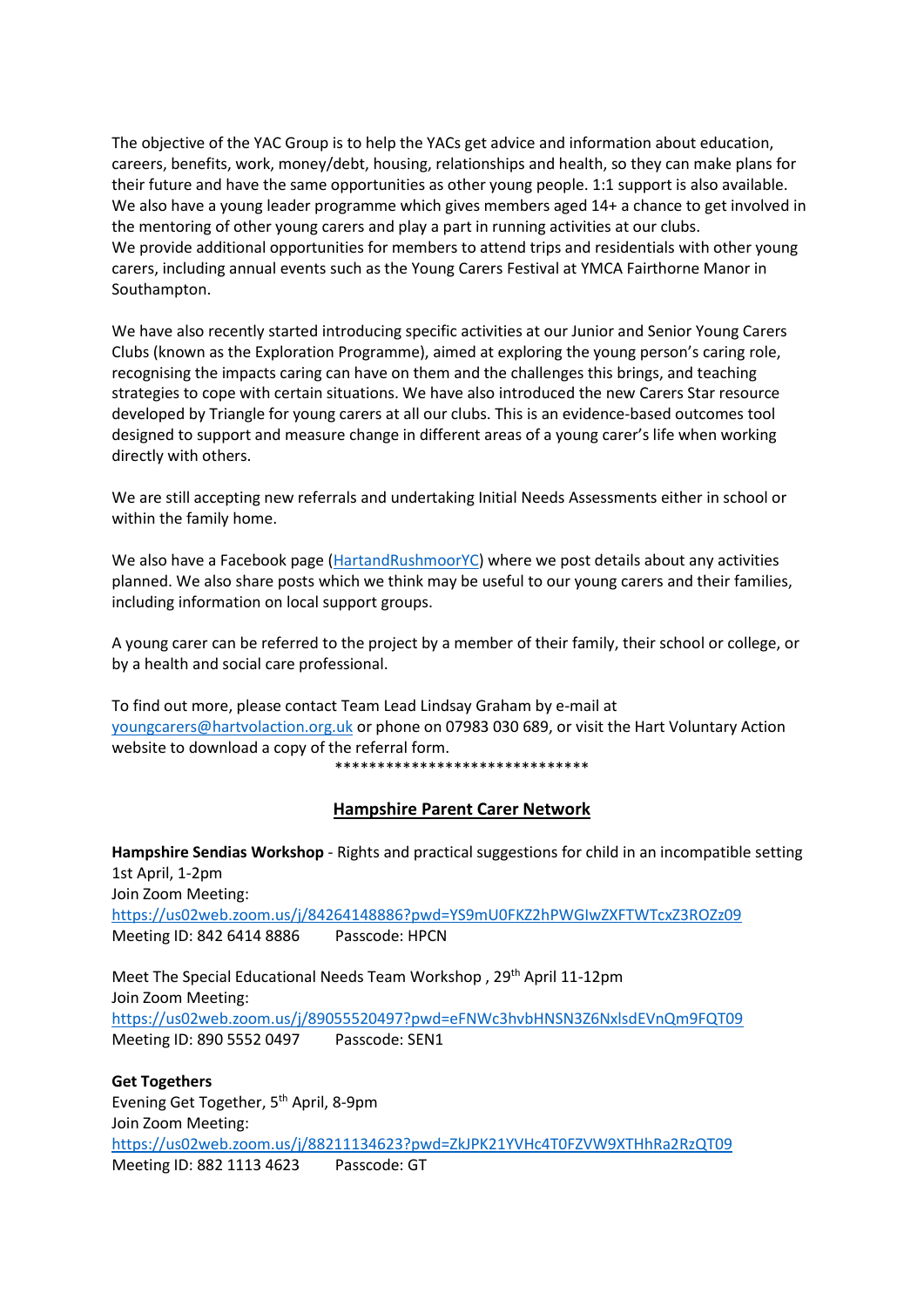The objective of the YAC Group is to help the YACs get advice and information about education, careers, benefits, work, money/debt, housing, relationships and health, so they can make plans for their future and have the same opportunities as other young people. 1:1 support is also available. We also have a young leader programme which gives members aged 14+ a chance to get involved in the mentoring of other young carers and play a part in running activities at our clubs.
We provide additional opportunities for members to attend trips and residentials with other young carers, including annual events such as the Young Carers Festival at YMCA Fairthorne Manor in Southampton.

We have also recently started introducing specific activities at our Junior and Senior Young Carers Clubs (known as the Exploration Programme), aimed at exploring the young person's caring role, recognising the impacts caring can have on them and the challenges this brings, and teaching strategies to cope with certain situations. We have also introduced the new Carers Star resource developed by Triangle for young carers at all our clubs. This is an evidence-based outcomes tool designed to support and measure change in different areas of a young carer's life when working directly with others.

We are still accepting new referrals and undertaking Initial Needs Assessments either in school or within the family home.

We also have a Facebook page (HartandRushmoorYC) where we post details about any activities planned. We also share posts which we think may be useful to our young carers and their families, including information on local support groups.

A young carer can be referred to the project by a member of their family, their school or college, or by a health and social care professional.

To find out more, please contact Team Lead Lindsay Graham by e-mail at youngcarers@hartvolaction.org.uk or phone on 07983 030 689, or visit the Hart Voluntary Action website to download a copy of the referral form.

******************************

## Hampshire Parent Carer Network

**Hampshire Sendias Workshop** - Rights and practical suggestions for child in an incompatible setting
1st April, 1-2pm
Join Zoom Meeting:
https://us02web.zoom.us/j/84264148886?pwd=YS9mU0FKZ2hPWGIwZXFTWTcxZ3ROZz09
Meeting ID: 842 6414 8886 Passcode: HPCN

Meet The Special Educational Needs Team Workshop , 29th April 11-12pm
Join Zoom Meeting:
https://us02web.zoom.us/j/89055520497?pwd=eFNWc3hvbHNSN3Z6NxlsdEVnQm9FQT09
Meeting ID: 890 5552 0497 Passcode: SEN1

**Get Togethers**
Evening Get Together, 5th April, 8-9pm
Join Zoom Meeting:
https://us02web.zoom.us/j/88211134623?pwd=ZkJPK21YVHc4T0FZVW9XTHhRa2RzQT09
Meeting ID: 882 1113 4623 Passcode: GT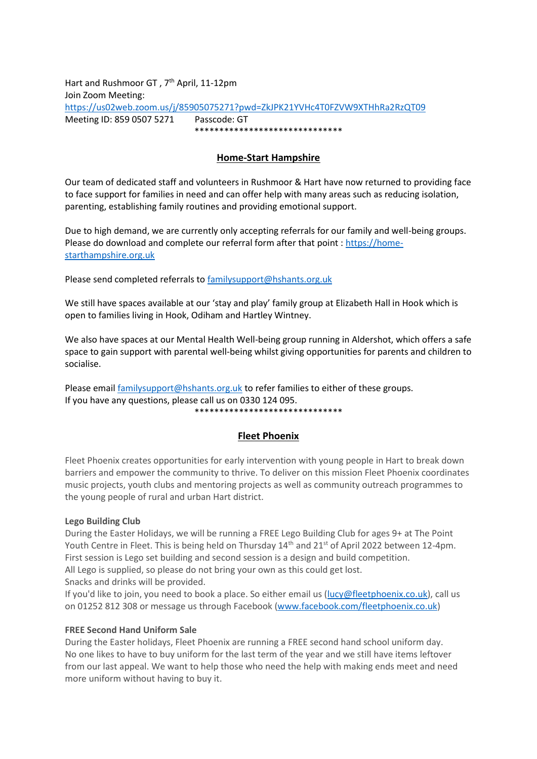Hart and Rushmoor GT , 7th April, 11-12pm
Join Zoom Meeting:
https://us02web.zoom.us/j/85905075271?pwd=ZkJPK21YVHc4T0FZVW9XTHhRa2RzQT09
Meeting ID: 859 0507 5271 Passcode: GT

******************************

## Home-Start Hampshire

Our team of dedicated staff and volunteers in Rushmoor & Hart have now returned to providing face to face support for families in need and can offer help with many areas such as reducing isolation, parenting, establishing family routines and providing emotional support.

Due to high demand, we are currently only accepting referrals for our family and well-being groups. Please do download and complete our referral form after that point : https://home-starthampshire.org.uk

Please send completed referrals to familysupport@hshants.org.uk

We still have spaces available at our 'stay and play' family group at Elizabeth Hall in Hook which is open to families living in Hook, Odiham and Hartley Wintney.

We also have spaces at our Mental Health Well-being group running in Aldershot, which offers a safe space to gain support with parental well-being whilst giving opportunities for parents and children to socialise.

Please email familysupport@hshants.org.uk to refer families to either of these groups.
If you have any questions, please call us on 0330 124 095.

******************************

## Fleet Phoenix

Fleet Phoenix creates opportunities for early intervention with young people in Hart to break down barriers and empower the community to thrive. To deliver on this mission Fleet Phoenix coordinates music projects, youth clubs and mentoring projects as well as community outreach programmes to the young people of rural and urban Hart district.

**Lego Building Club**

During the Easter Holidays, we will be running a FREE Lego Building Club for ages 9+ at The Point Youth Centre in Fleet. This is being held on Thursday 14th and 21st of April 2022 between 12-4pm.
First session is Lego set building and second session is a design and build competition.
All Lego is supplied, so please do not bring your own as this could get lost.
Snacks and drinks will be provided.
If you'd like to join, you need to book a place. So either email us (lucy@fleetphoenix.co.uk), call us on 01252 812 308 or message us through Facebook (www.facebook.com/fleetphoenix.co.uk)

**FREE Second Hand Uniform Sale**

During the Easter holidays, Fleet Phoenix are running a FREE second hand school uniform day.
No one likes to have to buy uniform for the last term of the year and we still have items leftover from our last appeal. We want to help those who need the help with making ends meet and need more uniform without having to buy it.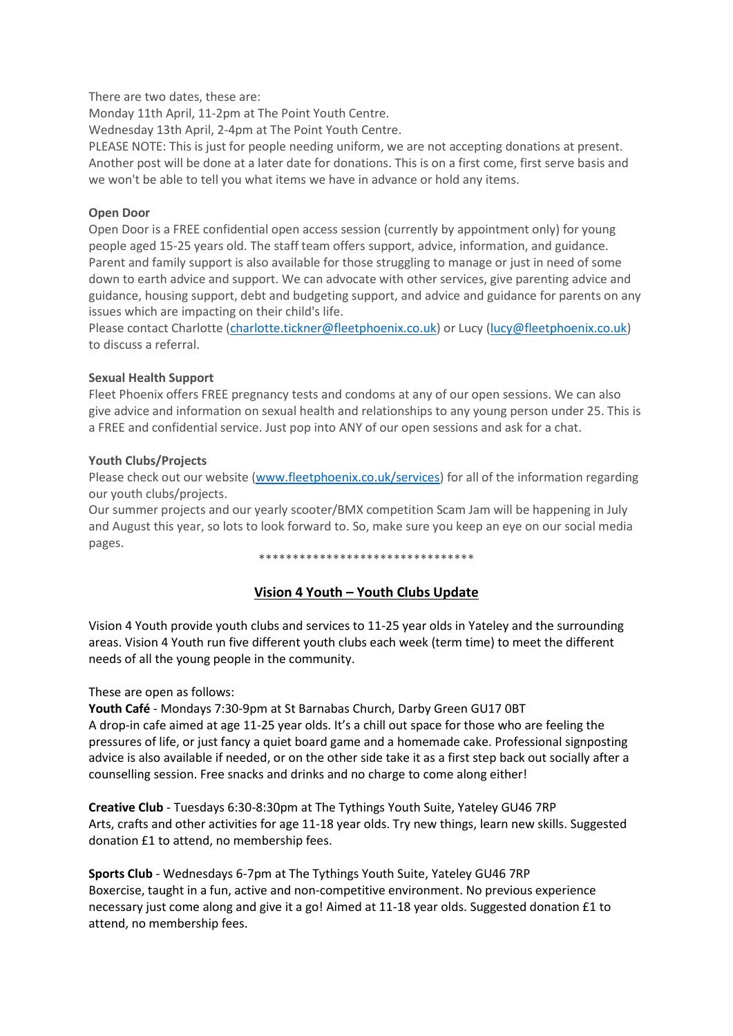There are two dates, these are:
Monday 11th April, 11-2pm at The Point Youth Centre.
Wednesday 13th April, 2-4pm at The Point Youth Centre.
PLEASE NOTE: This is just for people needing uniform, we are not accepting donations at present. Another post will be done at a later date for donations. This is on a first come, first serve basis and we won't be able to tell you what items we have in advance or hold any items.

**Open Door**
Open Door is a FREE confidential open access session (currently by appointment only) for young people aged 15-25 years old. The staff team offers support, advice, information, and guidance. Parent and family support is also available for those struggling to manage or just in need of some down to earth advice and support. We can advocate with other services, give parenting advice and guidance, housing support, debt and budgeting support, and advice and guidance for parents on any issues which are impacting on their child's life.
Please contact Charlotte (charlotte.tickner@fleetphoenix.co.uk) or Lucy (lucy@fleetphoenix.co.uk) to discuss a referral.

**Sexual Health Support**
Fleet Phoenix offers FREE pregnancy tests and condoms at any of our open sessions. We can also give advice and information on sexual health and relationships to any young person under 25. This is a FREE and confidential service. Just pop into ANY of our open sessions and ask for a chat.

**Youth Clubs/Projects**
Please check out our website (www.fleetphoenix.co.uk/services) for all of the information regarding our youth clubs/projects.
Our summer projects and our yearly scooter/BMX competition Scam Jam will be happening in July and August this year, so lots to look forward to. So, make sure you keep an eye on our social media pages.

********************************

## Vision 4 Youth – Youth Clubs Update

Vision 4 Youth provide youth clubs and services to 11-25 year olds in Yateley and the surrounding areas. Vision 4 Youth run five different youth clubs each week (term time) to meet the different needs of all the young people in the community.

These are open as follows:
**Youth Café** - Mondays 7:30-9pm at St Barnabas Church, Darby Green GU17 0BT
A drop-in cafe aimed at age 11-25 year olds. It's a chill out space for those who are feeling the pressures of life, or just fancy a quiet board game and a homemade cake. Professional signposting advice is also available if needed, or on the other side take it as a first step back out socially after a counselling session. Free snacks and drinks and no charge to come along either!

**Creative Club** - Tuesdays 6:30-8:30pm at The Tythings Youth Suite, Yateley GU46 7RP
Arts, crafts and other activities for age 11-18 year olds. Try new things, learn new skills. Suggested donation £1 to attend, no membership fees.

**Sports Club** - Wednesdays 6-7pm at The Tythings Youth Suite, Yateley GU46 7RP
Boxercise, taught in a fun, active and non-competitive environment. No previous experience necessary just come along and give it a go! Aimed at 11-18 year olds. Suggested donation £1 to attend, no membership fees.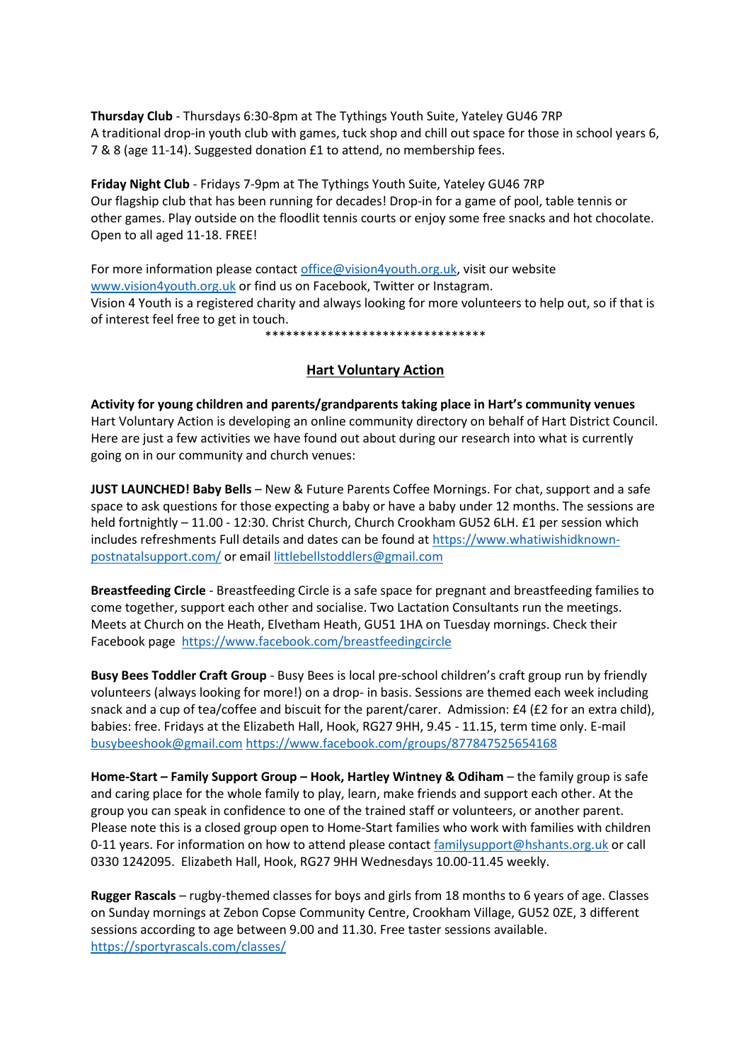**Thursday Club** - Thursdays 6:30-8pm at The Tythings Youth Suite, Yateley GU46 7RP
A traditional drop-in youth club with games, tuck shop and chill out space for those in school years 6, 7 & 8 (age 11-14). Suggested donation £1 to attend, no membership fees.

**Friday Night Club** - Fridays 7-9pm at The Tythings Youth Suite, Yateley GU46 7RP
Our flagship club that has been running for decades! Drop-in for a game of pool, table tennis or other games. Play outside on the floodlit tennis courts or enjoy some free snacks and hot chocolate. Open to all aged 11-18. FREE!

For more information please contact office@vision4youth.org.uk, visit our website www.vision4youth.org.uk or find us on Facebook, Twitter or Instagram.
Vision 4 Youth is a registered charity and always looking for more volunteers to help out, so if that is of interest feel free to get in touch.

********************************

## Hart Voluntary Action

**Activity for young children and parents/grandparents taking place in Hart's community venues**
Hart Voluntary Action is developing an online community directory on behalf of Hart District Council. Here are just a few activities we have found out about during our research into what is currently going on in our community and church venues:

**JUST LAUNCHED! Baby Bells** – New & Future Parents Coffee Mornings. For chat, support and a safe space to ask questions for those expecting a baby or have a baby under 12 months. The sessions are held fortnightly – 11.00 - 12:30. Christ Church, Church Crookham GU52 6LH. £1 per session which includes refreshments Full details and dates can be found at https://www.whatiwishidknown-postnatalsupport.com/ or email littlebellstoddlers@gmail.com

**Breastfeeding Circle** - Breastfeeding Circle is a safe space for pregnant and breastfeeding families to come together, support each other and socialise. Two Lactation Consultants run the meetings. Meets at Church on the Heath, Elvetham Heath, GU51 1HA on Tuesday mornings. Check their Facebook page https://www.facebook.com/breastfeedingcircle

**Busy Bees Toddler Craft Group** - Busy Bees is local pre-school children's craft group run by friendly volunteers (always looking for more!) on a drop- in basis. Sessions are themed each week including snack and a cup of tea/coffee and biscuit for the parent/carer. Admission: £4 (£2 for an extra child), babies: free. Fridays at the Elizabeth Hall, Hook, RG27 9HH, 9.45 - 11.15, term time only. E-mail busybeeshook@gmail.com https://www.facebook.com/groups/877847525654168

**Home-Start – Family Support Group – Hook, Hartley Wintney & Odiham** – the family group is safe and caring place for the whole family to play, learn, make friends and support each other. At the group you can speak in confidence to one of the trained staff or volunteers, or another parent. Please note this is a closed group open to Home-Start families who work with families with children 0-11 years. For information on how to attend please contact familysupport@hshants.org.uk or call 0330 1242095. Elizabeth Hall, Hook, RG27 9HH Wednesdays 10.00-11.45 weekly.

**Rugger Rascals** – rugby-themed classes for boys and girls from 18 months to 6 years of age. Classes on Sunday mornings at Zebon Copse Community Centre, Crookham Village, GU52 0ZE, 3 different sessions according to age between 9.00 and 11.30. Free taster sessions available.
https://sportyrascals.com/classes/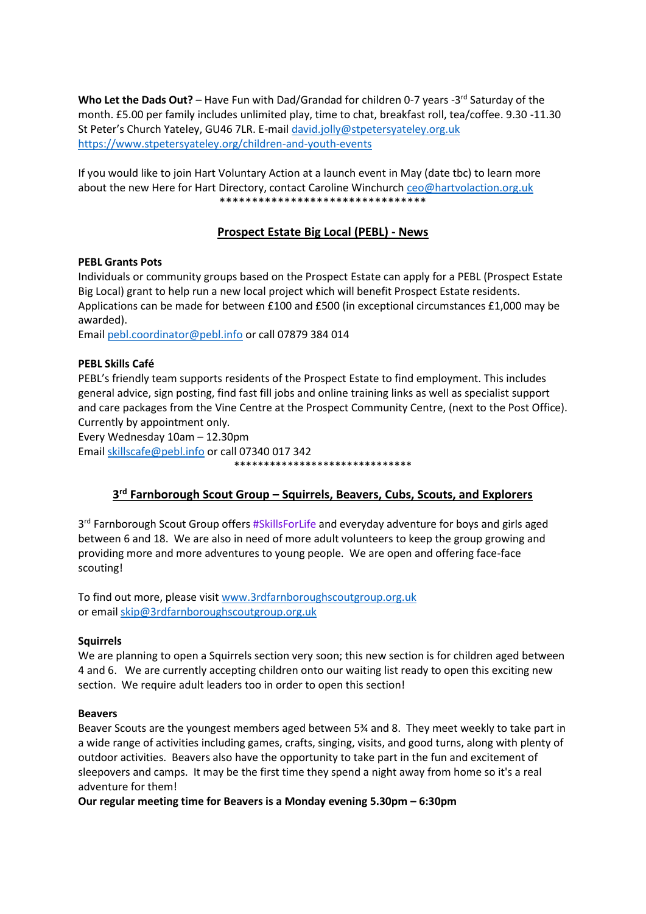**Who Let the Dads Out?** – Have Fun with Dad/Grandad for children 0-7 years -3rd Saturday of the month. £5.00 per family includes unlimited play, time to chat, breakfast roll, tea/coffee. 9.30 -11.30 St Peter's Church Yateley, GU46 7LR. E-mail david.jolly@stpetersyateley.org.uk https://www.stpetersyateley.org/children-and-youth-events

If you would like to join Hart Voluntary Action at a launch event in May (date tbc) to learn more about the new Here for Hart Directory, contact Caroline Winchurch ceo@hartvolaction.org.uk

********************************

## Prospect Estate Big Local (PEBL) - News

**PEBL Grants Pots**

Individuals or community groups based on the Prospect Estate can apply for a PEBL (Prospect Estate Big Local) grant to help run a new local project which will benefit Prospect Estate residents. Applications can be made for between £100 and £500 (in exceptional circumstances £1,000 may be awarded).

Email pebl.coordinator@pebl.info or call 07879 384 014

**PEBL Skills Café**

PEBL's friendly team supports residents of the Prospect Estate to find employment. This includes general advice, sign posting, find fast fill jobs and online training links as well as specialist support and care packages from the Vine Centre at the Prospect Community Centre, (next to the Post Office). Currently by appointment only.

Every Wednesday 10am – 12.30pm

Email skillscafe@pebl.info or call 07340 017 342

******************************

## 3rd Farnborough Scout Group – Squirrels, Beavers, Cubs, Scouts, and Explorers

3rd Farnborough Scout Group offers #SkillsForLife and everyday adventure for boys and girls aged between 6 and 18. We are also in need of more adult volunteers to keep the group growing and providing more and more adventures to young people. We are open and offering face-face scouting!

To find out more, please visit www.3rdfarnboroughscoutgroup.org.uk
or email skip@3rdfarnboroughscoutgroup.org.uk

**Squirrels**

We are planning to open a Squirrels section very soon; this new section is for children aged between 4 and 6. We are currently accepting children onto our waiting list ready to open this exciting new section. We require adult leaders too in order to open this section!

**Beavers**

Beaver Scouts are the youngest members aged between 5¾ and 8. They meet weekly to take part in a wide range of activities including games, crafts, singing, visits, and good turns, along with plenty of outdoor activities. Beavers also have the opportunity to take part in the fun and excitement of sleepovers and camps. It may be the first time they spend a night away from home so it's a real adventure for them!

**Our regular meeting time for Beavers is a Monday evening 5.30pm – 6:30pm**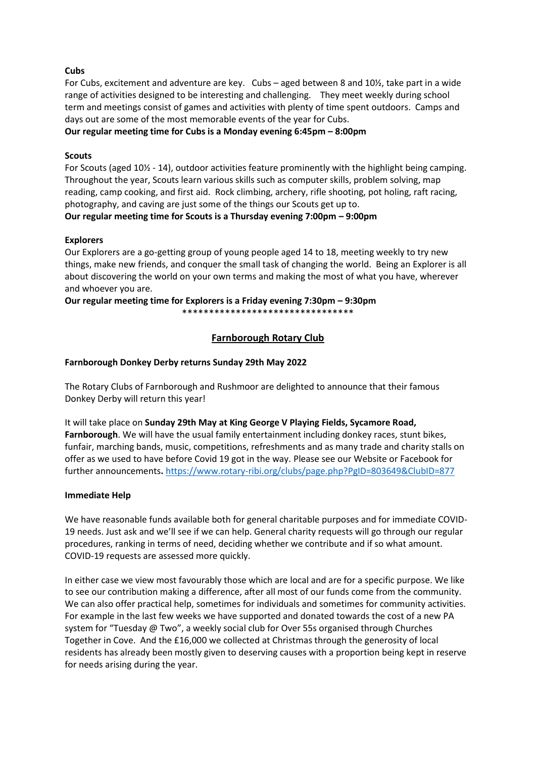**Cubs**

For Cubs, excitement and adventure are key. Cubs – aged between 8 and 10½, take part in a wide range of activities designed to be interesting and challenging. They meet weekly during school term and meetings consist of games and activities with plenty of time spent outdoors. Camps and days out are some of the most memorable events of the year for Cubs.

**Our regular meeting time for Cubs is a Monday evening 6:45pm – 8:00pm**

**Scouts**

For Scouts (aged 10½ - 14), outdoor activities feature prominently with the highlight being camping. Throughout the year, Scouts learn various skills such as computer skills, problem solving, map reading, camp cooking, and first aid. Rock climbing, archery, rifle shooting, pot holing, raft racing, photography, and caving are just some of the things our Scouts get up to.

**Our regular meeting time for Scouts is a Thursday evening 7:00pm – 9:00pm**

**Explorers**

Our Explorers are a go-getting group of young people aged 14 to 18, meeting weekly to try new things, make new friends, and conquer the small task of changing the world. Being an Explorer is all about discovering the world on your own terms and making the most of what you have, wherever and whoever you are.

**Our regular meeting time for Explorers is a Friday evening 7:30pm – 9:30pm**

*******************************

## Farnborough Rotary Club

**Farnborough Donkey Derby returns Sunday 29th May 2022**

The Rotary Clubs of Farnborough and Rushmoor are delighted to announce that their famous Donkey Derby will return this year!

It will take place on **Sunday 29th May at King George V Playing Fields, Sycamore Road, Farnborough**. We will have the usual family entertainment including donkey races, stunt bikes, funfair, marching bands, music, competitions, refreshments and as many trade and charity stalls on offer as we used to have before Covid 19 got in the way. Please see our Website or Facebook for further announcements**.** https://www.rotary-ribi.org/clubs/page.php?PgID=803649&ClubID=877

**Immediate Help**

We have reasonable funds available both for general charitable purposes and for immediate COVID-19 needs. Just ask and we'll see if we can help. General charity requests will go through our regular procedures, ranking in terms of need, deciding whether we contribute and if so what amount. COVID-19 requests are assessed more quickly.

In either case we view most favourably those which are local and are for a specific purpose. We like to see our contribution making a difference, after all most of our funds come from the community. We can also offer practical help, sometimes for individuals and sometimes for community activities. For example in the last few weeks we have supported and donated towards the cost of a new PA system for "Tuesday @ Two", a weekly social club for Over 55s organised through Churches Together in Cove. And the £16,000 we collected at Christmas through the generosity of local residents has already been mostly given to deserving causes with a proportion being kept in reserve for needs arising during the year.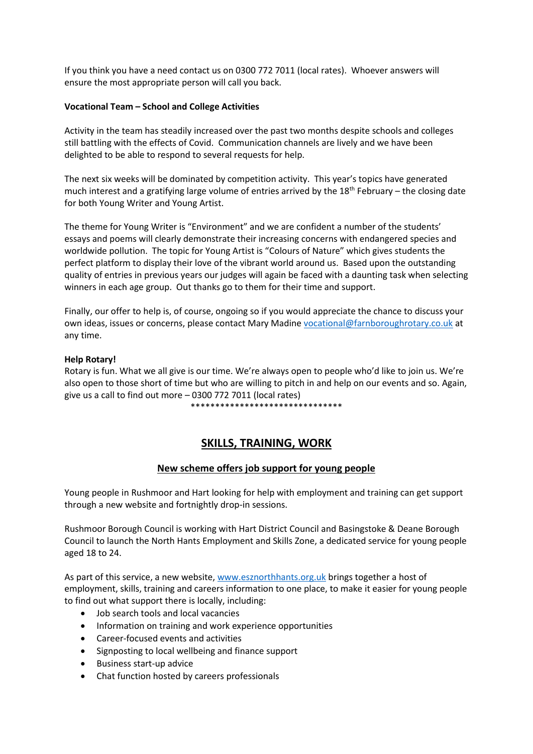If you think you have a need contact us on 0300 772 7011 (local rates). Whoever answers will ensure the most appropriate person will call you back.

**Vocational Team – School and College Activities**

Activity in the team has steadily increased over the past two months despite schools and colleges still battling with the effects of Covid. Communication channels are lively and we have been delighted to be able to respond to several requests for help.

The next six weeks will be dominated by competition activity. This year's topics have generated much interest and a gratifying large volume of entries arrived by the 18th February – the closing date for both Young Writer and Young Artist.

The theme for Young Writer is "Environment" and we are confident a number of the students' essays and poems will clearly demonstrate their increasing concerns with endangered species and worldwide pollution. The topic for Young Artist is "Colours of Nature" which gives students the perfect platform to display their love of the vibrant world around us. Based upon the outstanding quality of entries in previous years our judges will again be faced with a daunting task when selecting winners in each age group. Out thanks go to them for their time and support.

Finally, our offer to help is, of course, ongoing so if you would appreciate the chance to discuss your own ideas, issues or concerns, please contact Mary Madine vocational@farnboroughrotary.co.uk at any time.

**Help Rotary!**

Rotary is fun. What we all give is our time. We're always open to people who'd like to join us. We're also open to those short of time but who are willing to pitch in and help on our events and so. Again, give us a call to find out more – 0300 772 7011 (local rates)

*******************************

## SKILLS, TRAINING, WORK

### New scheme offers job support for young people

Young people in Rushmoor and Hart looking for help with employment and training can get support through a new website and fortnightly drop-in sessions.

Rushmoor Borough Council is working with Hart District Council and Basingstoke & Deane Borough Council to launch the North Hants Employment and Skills Zone, a dedicated service for young people aged 18 to 24.

As part of this service, a new website, www.esznorthhants.org.uk brings together a host of employment, skills, training and careers information to one place, to make it easier for young people to find out what support there is locally, including:

- Job search tools and local vacancies
- Information on training and work experience opportunities
- Career-focused events and activities
- Signposting to local wellbeing and finance support
- Business start-up advice
- Chat function hosted by careers professionals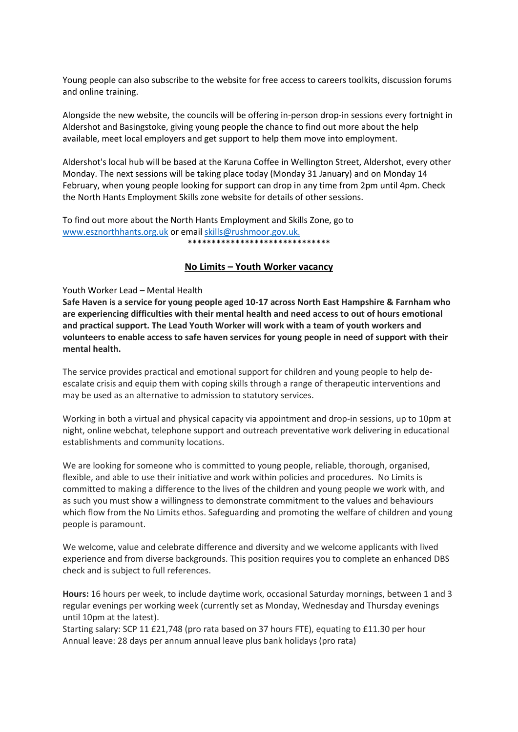Young people can also subscribe to the website for free access to careers toolkits, discussion forums and online training.

Alongside the new website, the councils will be offering in-person drop-in sessions every fortnight in Aldershot and Basingstoke, giving young people the chance to find out more about the help available, meet local employers and get support to help them move into employment.

Aldershot's local hub will be based at the Karuna Coffee in Wellington Street, Aldershot, every other Monday. The next sessions will be taking place today (Monday 31 January) and on Monday 14 February, when young people looking for support can drop in any time from 2pm until 4pm. Check the North Hants Employment Skills zone website for details of other sessions.

To find out more about the North Hants Employment and Skills Zone, go to [www.esznorthhants.org.uk](www.esznorthhants.org.uk) or email [skills@rushmoor.gov.uk.](mailto:skills@rushmoor.gov.uk)

******************************

## No Limits – Youth Worker vacancy

Youth Worker Lead – Mental Health

**Safe Haven is a service for young people aged 10-17 across North East Hampshire & Farnham who are experiencing difficulties with their mental health and need access to out of hours emotional and practical support. The Lead Youth Worker will work with a team of youth workers and volunteers to enable access to safe haven services for young people in need of support with their mental health.**

The service provides practical and emotional support for children and young people to help de-escalate crisis and equip them with coping skills through a range of therapeutic interventions and may be used as an alternative to admission to statutory services.

Working in both a virtual and physical capacity via appointment and drop-in sessions, up to 10pm at night, online webchat, telephone support and outreach preventative work delivering in educational establishments and community locations.

We are looking for someone who is committed to young people, reliable, thorough, organised, flexible, and able to use their initiative and work within policies and procedures. No Limits is committed to making a difference to the lives of the children and young people we work with, and as such you must show a willingness to demonstrate commitment to the values and behaviours which flow from the No Limits ethos. Safeguarding and promoting the welfare of children and young people is paramount.

We welcome, value and celebrate difference and diversity and we welcome applicants with lived experience and from diverse backgrounds. This position requires you to complete an enhanced DBS check and is subject to full references.

**Hours:** 16 hours per week, to include daytime work, occasional Saturday mornings, between 1 and 3 regular evenings per working week (currently set as Monday, Wednesday and Thursday evenings until 10pm at the latest).
Starting salary: SCP 11 £21,748 (pro rata based on 37 hours FTE), equating to £11.30 per hour
Annual leave: 28 days per annum annual leave plus bank holidays (pro rata)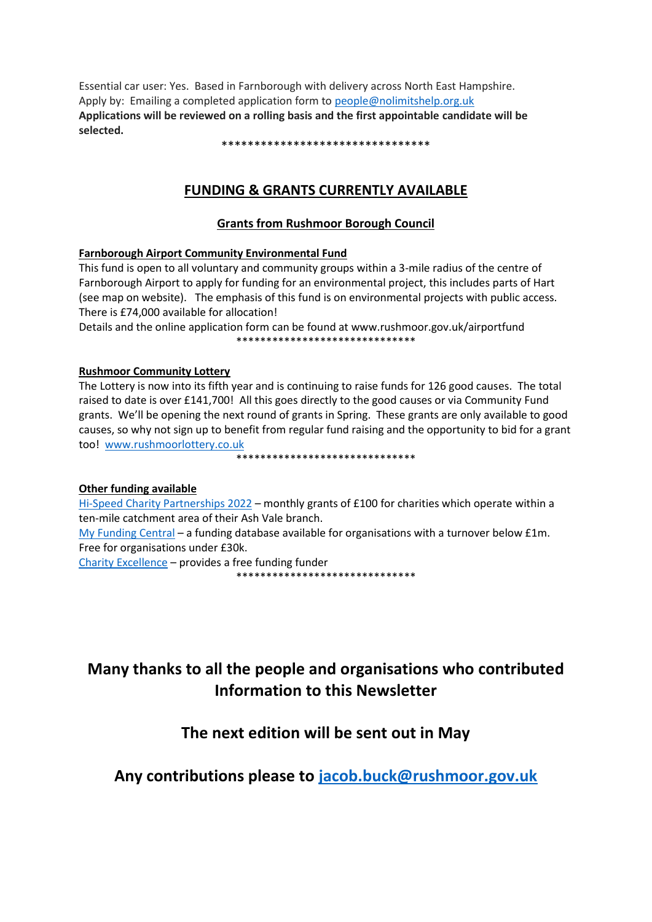Essential car user: Yes. Based in Farnborough with delivery across North East Hampshire.
Apply by: Emailing a completed application form to people@nolimitshelp.org.uk
**Applications will be reviewed on a rolling basis and the first appointable candidate will be selected.**

********************************

## FUNDING & GRANTS CURRENTLY AVAILABLE

### Grants from Rushmoor Borough Council

**Farnborough Airport Community Environmental Fund**

This fund is open to all voluntary and community groups within a 3-mile radius of the centre of Farnborough Airport to apply for funding for an environmental project, this includes parts of Hart (see map on website). The emphasis of this fund is on environmental projects with public access. There is £74,000 available for allocation!

Details and the online application form can be found at www.rushmoor.gov.uk/airportfund

******************************

**Rushmoor Community Lottery**

The Lottery is now into its fifth year and is continuing to raise funds for 126 good causes. The total raised to date is over £141,700! All this goes directly to the good causes or via Community Fund grants. We'll be opening the next round of grants in Spring. These grants are only available to good causes, so why not sign up to benefit from regular fund raising and the opportunity to bid for a grant too! www.rushmoorlottery.co.uk

******************************

**Other funding available**

Hi-Speed Charity Partnerships 2022 – monthly grants of £100 for charities which operate within a ten-mile catchment area of their Ash Vale branch.

My Funding Central – a funding database available for organisations with a turnover below £1m. Free for organisations under £30k.

Charity Excellence – provides a free funding funder

******************************

## Many thanks to all the people and organisations who contributed Information to this Newsletter

### The next edition will be sent out in May

### Any contributions please to jacob.buck@rushmoor.gov.uk